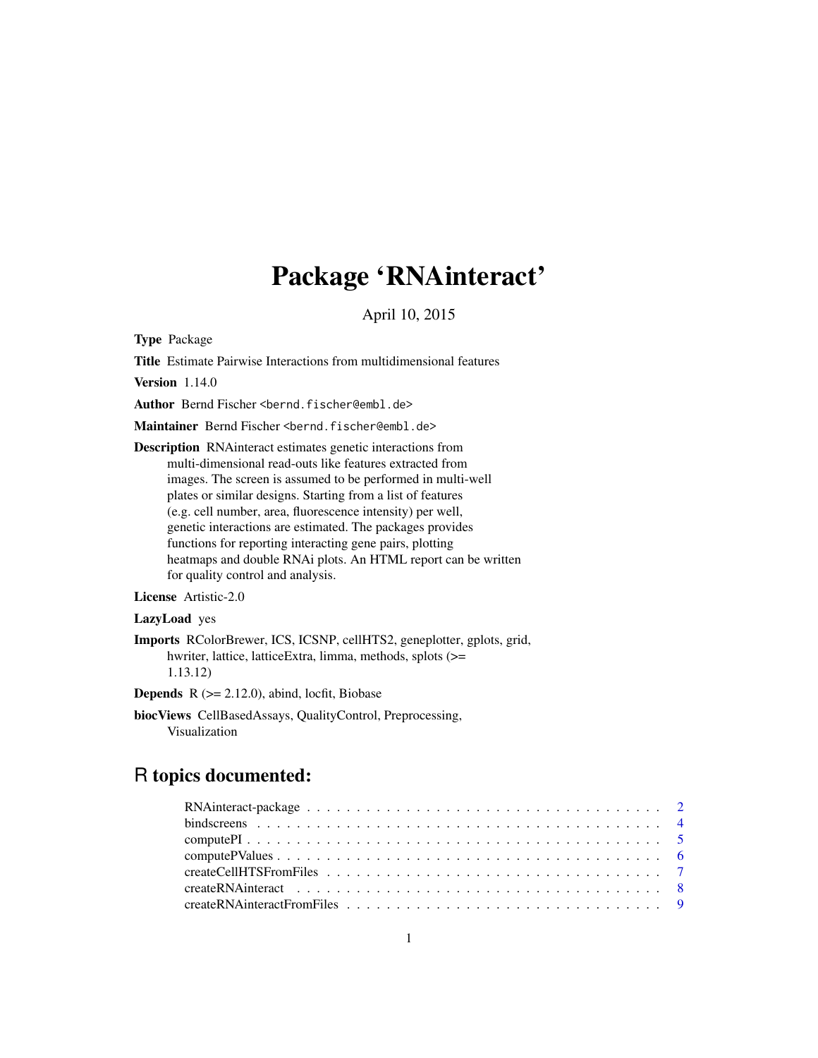# Package 'RNAinteract'

April 10, 2015

**Type** Package

**Title** Estimate Pairwise Interactions from multidimensional features

**Version** 1.14.0

**Author** Bernd Fischer <bernd.fischer@embl.de>

**Maintainer** Bernd Fischer <bernd.fischer@embl.de>

**Description** RNAinteract estimates genetic interactions from multi-dimensional read-outs like features extracted from images. The screen is assumed to be performed in multi-well plates or similar designs. Starting from a list of features (e.g. cell number, area, fluorescence intensity) per well, genetic interactions are estimated. The packages provides functions for reporting interacting gene pairs, plotting heatmaps and double RNAi plots. An HTML report can be written for quality control and analysis.

**License** Artistic-2.0

**LazyLoad** yes

**Imports** RColorBrewer, ICS, ICSNP, cellHTS2, geneplotter, gplots, grid, hwriter, lattice, latticeExtra, limma, methods, splots (>= 1.13.12)

**Depends** R (>= 2.12.0), abind, locfit, Biobase

**biocViews** CellBasedAssays, QualityControl, Preprocessing, Visualization

## R topics documented:

- RNAinteract-package . . . . . . . . . . . . . . . . . . . . . . . . . . . . . . . . . . . . 2
- bindscreens . . . . . . . . . . . . . . . . . . . . . . . . . . . . . . . . . . . . . . . . . 4
- computePI . . . . . . . . . . . . . . . . . . . . . . . . . . . . . . . . . . . . . . . . . . 5
- computePValues . . . . . . . . . . . . . . . . . . . . . . . . . . . . . . . . . . . . . . 6
- createCellHTSFromFiles . . . . . . . . . . . . . . . . . . . . . . . . . . . . . . . . . 7
- createRNAinteract . . . . . . . . . . . . . . . . . . . . . . . . . . . . . . . . . . . . . 8
- createRNAinteractFromFiles . . . . . . . . . . . . . . . . . . . . . . . . . . . . . . . 9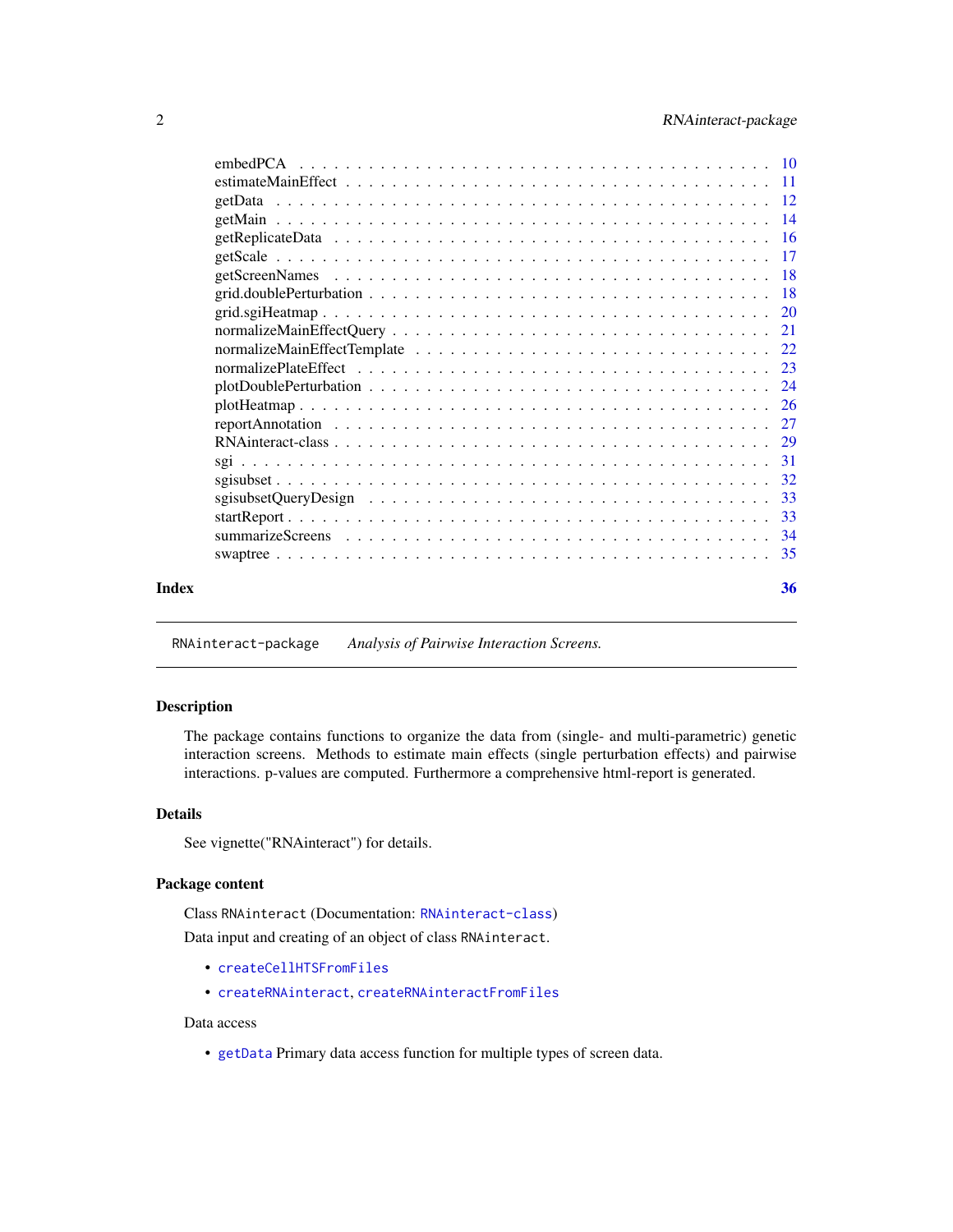| | |
|---|---|
| embedPCA | 10 |
| estimateMainEffect | 11 |
| getData | 12 |
| getMain | 14 |
| getReplicateData | 16 |
| getScale | 17 |
| getScreenNames | 18 |
| grid.doublePerturbation | 18 |
| grid.sgiHeatmap | 20 |
| normalizeMainEffectQuery | 21 |
| normalizeMainEffectTemplate | 22 |
| normalizePlateEffect | 23 |
| plotDoublePerturbation | 24 |
| plotHeatmap | 26 |
| reportAnnotation | 27 |
| RNAinteract-class | 29 |
| sgi | 31 |
| sgisubset | 32 |
| sgisubsetQueryDesign | 33 |
| startReport | 33 |
| summarizeScreens | 34 |
| swaptree | 35 |

**Index** **36**

---

`RNAinteract-package` *Analysis of Pairwise Interaction Screens.*

---

### Description

The package contains functions to organize the data from (single- and multi-parametric) genetic interaction screens. Methods to estimate main effects (single perturbation effects) and pairwise interactions. p-values are computed. Furthermore a comprehensive html-report is generated.

### Details

See vignette("RNAinteract") for details.

### Package content

Class `RNAinteract` (Documentation: `RNAinteract-class`)

Data input and creating of an object of class `RNAinteract`.

- `createCellHTSFromFiles`
- `createRNAinteract`, `createRNAinteractFromFiles`

Data access

- `getData` Primary data access function for multiple types of screen data.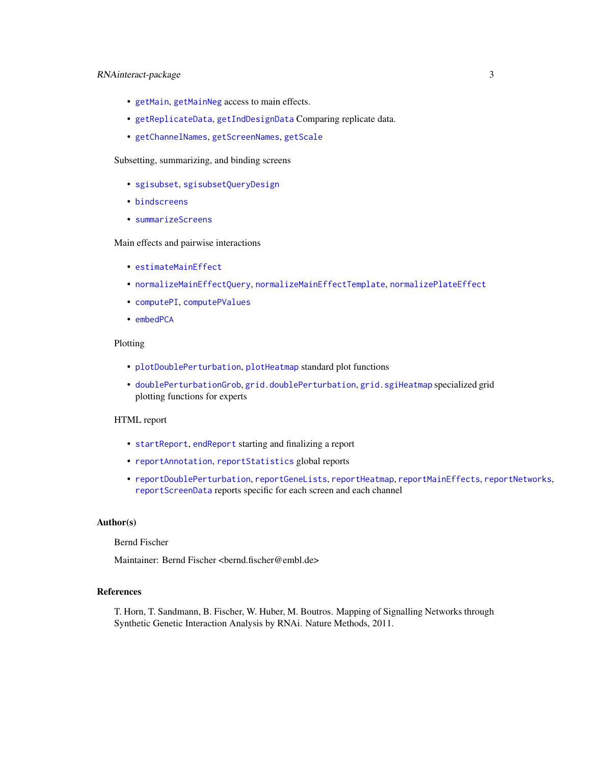- `getMain`, `getMainNeg` access to main effects.
- `getReplicateData`, `getIndDesignData` Comparing replicate data.
- `getChannelNames`, `getScreenNames`, `getScale`

Subsetting, summarizing, and binding screens

- `sgisubset`, `sgisubsetQueryDesign`
- `bindscreens`
- `summarizeScreens`

Main effects and pairwise interactions

- `estimateMainEffect`
- `normalizeMainEffectQuery`, `normalizeMainEffectTemplate`, `normalizePlateEffect`
- `computePI`, `computePValues`
- `embedPCA`

Plotting

- `plotDoublePerturbation`, `plotHeatmap` standard plot functions
- `doublePerturbationGrob`, `grid.doublePerturbation`, `grid.sgiHeatmap` specialized grid plotting functions for experts

HTML report

- `startReport`, `endReport` starting and finalizing a report
- `reportAnnotation`, `reportStatistics` global reports
- `reportDoublePerturbation`, `reportGeneLists`, `reportHeatmap`, `reportMainEffects`, `reportNetworks`, `reportScreenData` reports specific for each screen and each channel

## Author(s)

Bernd Fischer

Maintainer: Bernd Fischer <bernd.fischer@embl.de>

## References

T. Horn, T. Sandmann, B. Fischer, W. Huber, M. Boutros. Mapping of Signalling Networks through Synthetic Genetic Interaction Analysis by RNAi. Nature Methods, 2011.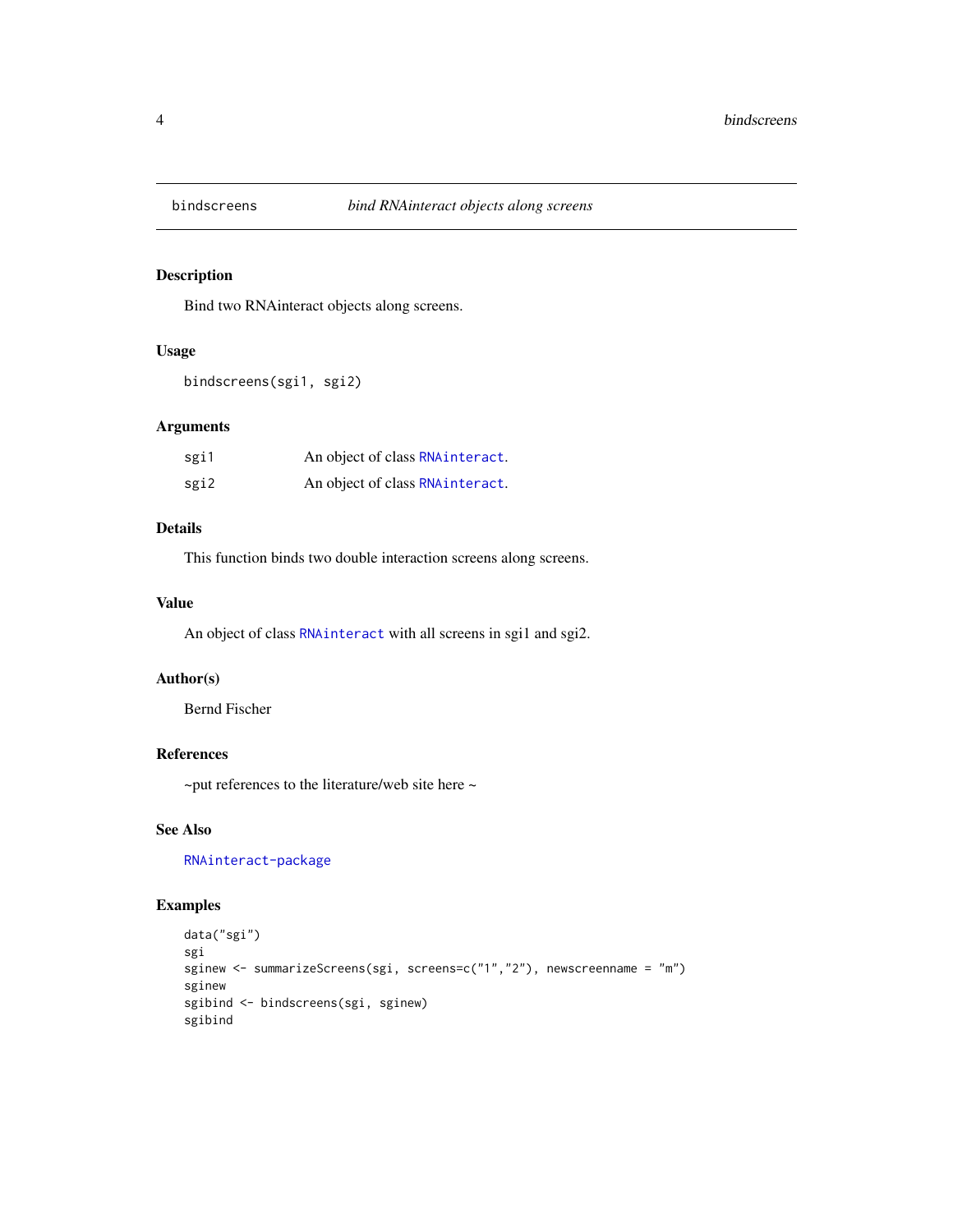# bindscreens — *bind RNAinteract objects along screens*

## Description

Bind two RNAinteract objects along screens.

## Usage

```
bindscreens(sgi1, sgi2)
```

## Arguments

| | |
|---|---|
| sgi1 | An object of class `RNAinteract`. |
| sgi2 | An object of class `RNAinteract`. |

## Details

This function binds two double interaction screens along screens.

## Value

An object of class `RNAinteract` with all screens in sgi1 and sgi2.

## Author(s)

Bernd Fischer

## References

~put references to the literature/web site here ~

## See Also

`RNAinteract-package`

## Examples

```
data("sgi")
sgi
sginew <- summarizeScreens(sgi, screens=c("1","2"), newscreenname = "m")
sginew
sgibind <- bindscreens(sgi, sginew)
sgibind
```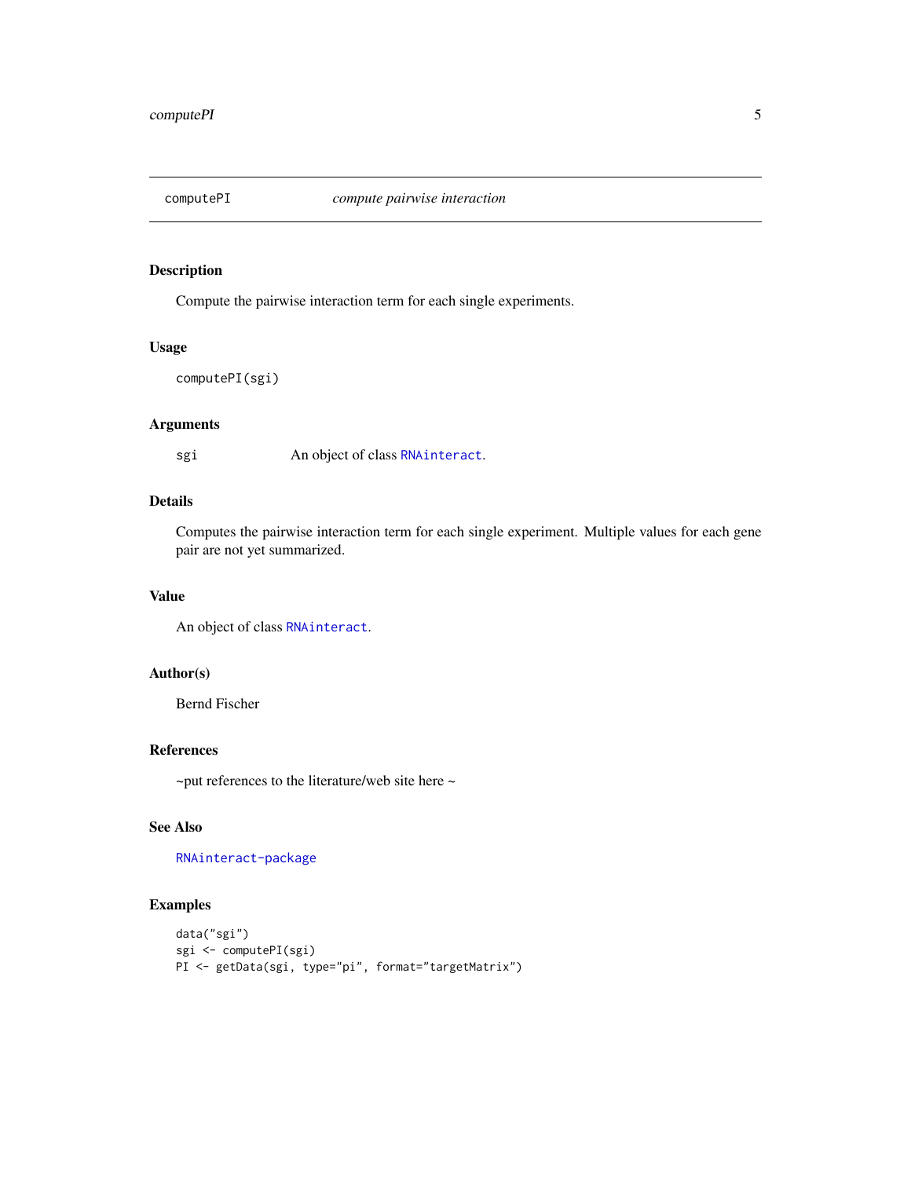# computePI *compute pairwise interaction*

## Description

Compute the pairwise interaction term for each single experiments.

## Usage

```
computePI(sgi)
```

## Arguments

| | |
|---|---|
| sgi | An object of class `RNAinteract`. |

## Details

Computes the pairwise interaction term for each single experiment. Multiple values for each gene pair are not yet summarized.

## Value

An object of class `RNAinteract`.

## Author(s)

Bernd Fischer

## References

~put references to the literature/web site here ~

## See Also

`RNAinteract-package`

## Examples

```
data("sgi")
sgi <- computePI(sgi)
PI <- getData(sgi, type="pi", format="targetMatrix")
```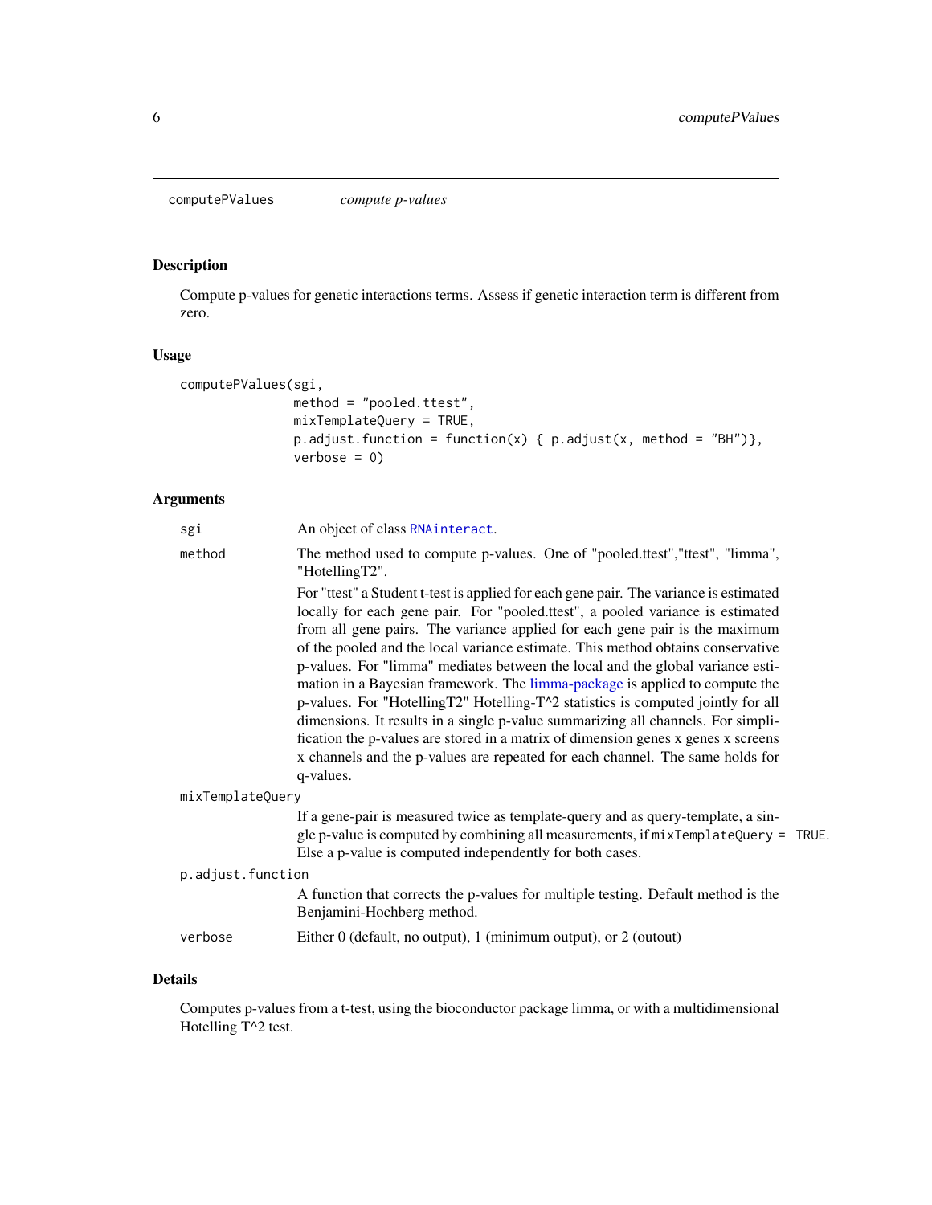computePValues *compute p-values*

## Description

Compute p-values for genetic interactions terms. Assess if genetic interaction term is different from zero.

## Usage

```
computePValues(sgi,
               method = "pooled.ttest",
               mixTemplateQuery = TRUE,
               p.adjust.function = function(x) { p.adjust(x, method = "BH")},
               verbose = 0)
```

## Arguments

**sgi** An object of class RNAinteract.

**method** The method used to compute p-values. One of "pooled.ttest","ttest", "limma", "HotellingT2".

For "ttest" a Student t-test is applied for each gene pair. The variance is estimated locally for each gene pair. For "pooled.ttest", a pooled variance is estimated from all gene pairs. The variance applied for each gene pair is the maximum of the pooled and the local variance estimate. This method obtains conservative p-values. For "limma" mediates between the local and the global variance estimation in a Bayesian framework. The limma-package is applied to compute the p-values. For "HotellingT2" Hotelling-T^2 statistics is computed jointly for all dimensions. It results in a single p-value summarizing all channels. For simplification the p-values are stored in a matrix of dimension genes x genes x screens x channels and the p-values are repeated for each channel. The same holds for q-values.

**mixTemplateQuery** If a gene-pair is measured twice as template-query and as query-template, a single p-value is computed by combining all measurements, if `mixTemplateQuery = TRUE`. Else a p-value is computed independently for both cases.

**p.adjust.function** A function that corrects the p-values for multiple testing. Default method is the Benjamini-Hochberg method.

**verbose** Either 0 (default, no output), 1 (minimum output), or 2 (outout)

## Details

Computes p-values from a t-test, using the bioconductor package limma, or with a multidimensional Hotelling T^2 test.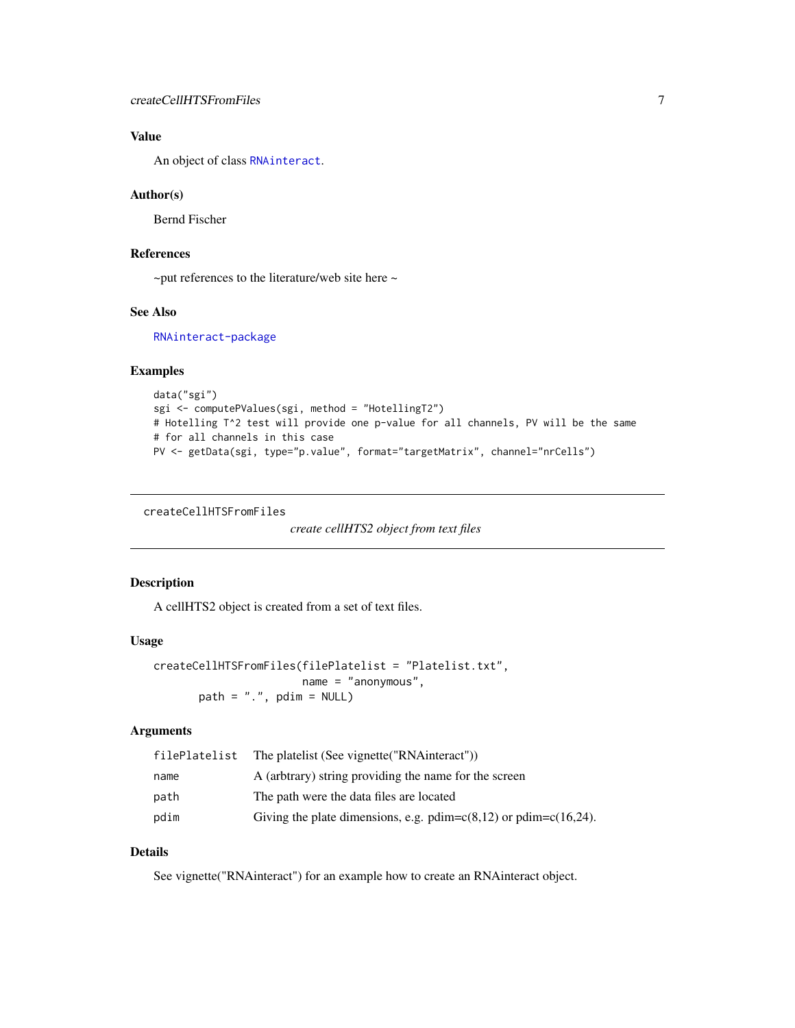### Value

An object of class `RNAinteract`.

### Author(s)

Bernd Fischer

### References

~put references to the literature/web site here ~

### See Also

`RNAinteract-package`

### Examples

```
data("sgi")
sgi <- computePValues(sgi, method = "HotellingT2")
# Hotelling T^2 test will provide one p-value for all channels, PV will be the same
# for all channels in this case
PV <- getData(sgi, type="p.value", format="targetMatrix", channel="nrCells")
```

---

## createCellHTSFromFiles

*create cellHTS2 object from text files*

---

### Description

A cellHTS2 object is created from a set of text files.

### Usage

```
createCellHTSFromFiles(filePlatelist = "Platelist.txt",
                       name = "anonymous",
       path = ".", pdim = NULL)
```

### Arguments

| | |
|---|---|
| `filePlatelist` | The platelist (See vignette("RNAinteract")) |
| `name` | A (arbtrary) string providing the name for the screen |
| `path` | The path were the data files are located |
| `pdim` | Giving the plate dimensions, e.g. pdim=c(8,12) or pdim=c(16,24). |

### Details

See vignette("RNAinteract") for an example how to create an RNAinteract object.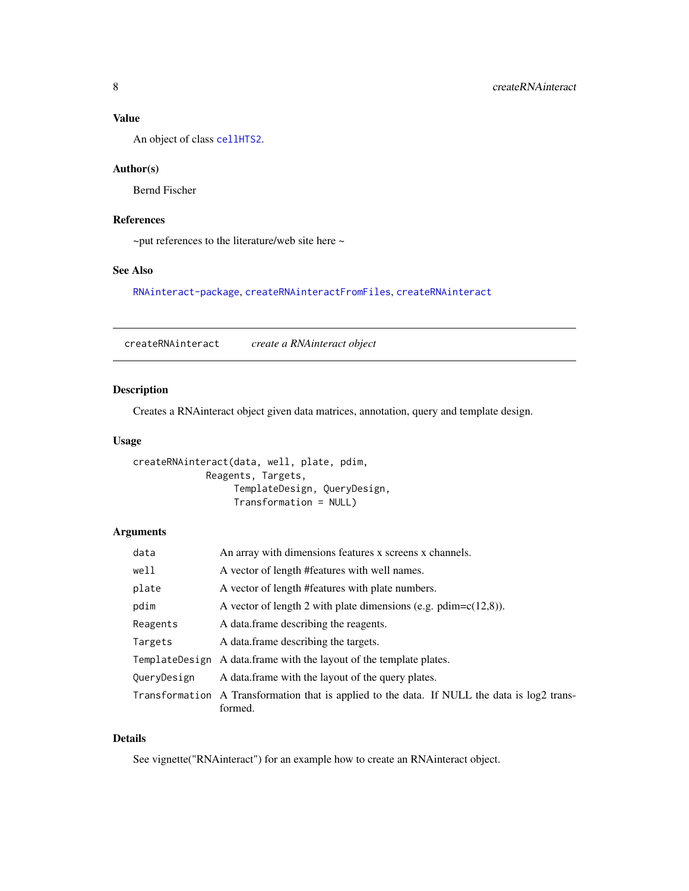### Value

An object of class `cellHTS2`.

### Author(s)

Bernd Fischer

### References

~put references to the literature/web site here ~

### See Also

`RNAinteract-package`, `createRNAinteractFromFiles`, `createRNAinteract`

---

## createRNAinteract *create a RNAinteract object*

---

### Description

Creates a RNAinteract object given data matrices, annotation, query and template design.

### Usage

```
createRNAinteract(data, well, plate, pdim,
            Reagents, Targets,
                TemplateDesign, QueryDesign,
                Transformation = NULL)
```

### Arguments

| | |
|---|---|
| `data` | An array with dimensions features x screens x channels. |
| `well` | A vector of length #features with well names. |
| `plate` | A vector of length #features with plate numbers. |
| `pdim` | A vector of length 2 with plate dimensions (e.g. pdim=c(12,8)). |
| `Reagents` | A data.frame describing the reagents. |
| `Targets` | A data.frame describing the targets. |
| `TemplateDesign` | A data.frame with the layout of the template plates. |
| `QueryDesign` | A data.frame with the layout of the query plates. |
| `Transformation` | A Transformation that is applied to the data. If NULL the data is log2 transformed. |

### Details

See vignette("RNAinteract") for an example how to create an RNAinteract object.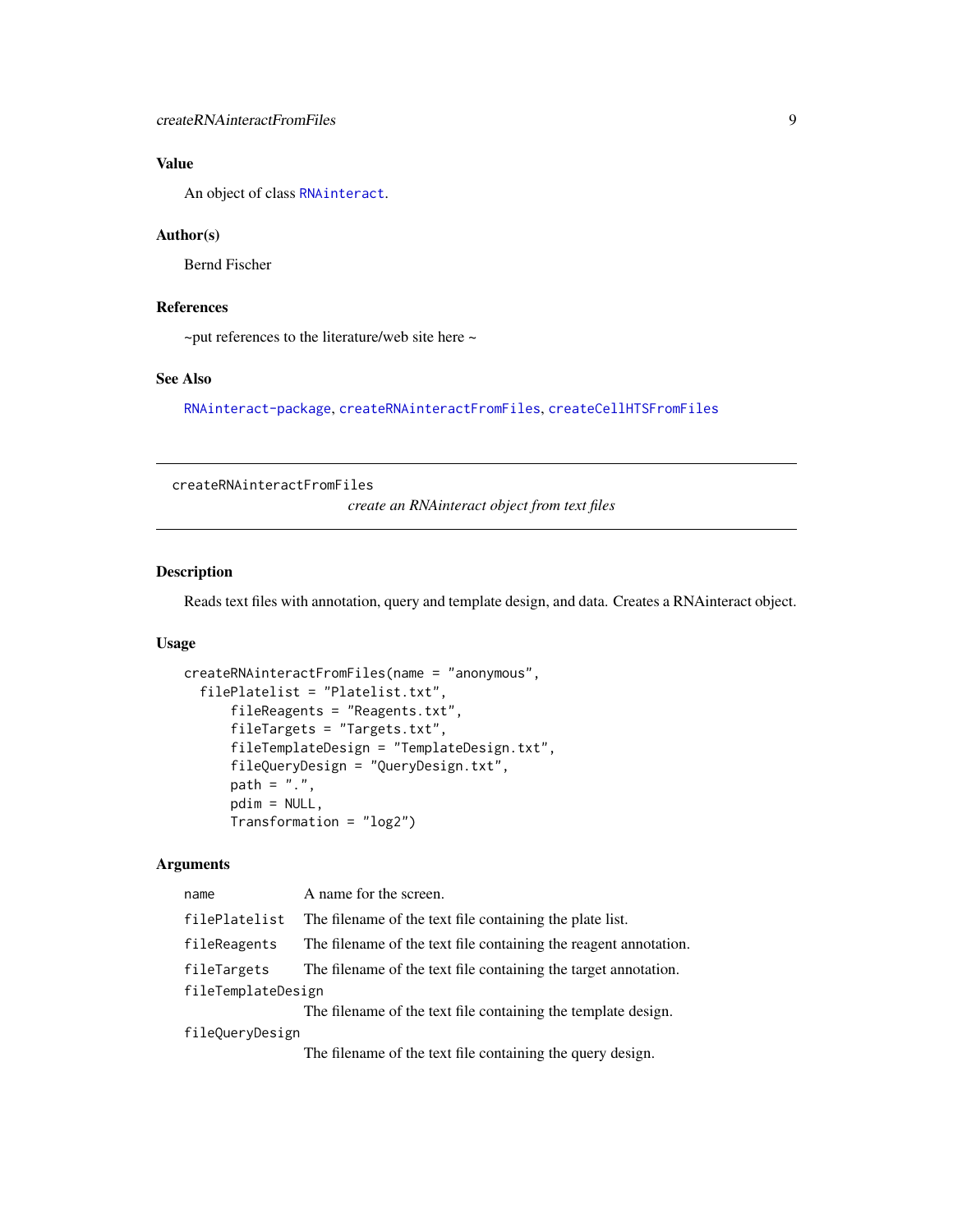## Value

An object of class RNAinteract.

## Author(s)

Bernd Fischer

## References

~put references to the literature/web site here ~

## See Also

RNAinteract-package, createRNAinteractFromFiles, createCellHTSFromFiles

---

# createRNAinteractFromFiles

*create an RNAinteract object from text files*

---

## Description

Reads text files with annotation, query and template design, and data. Creates a RNAinteract object.

## Usage

```
createRNAinteractFromFiles(name = "anonymous",
  filePlatelist = "Platelist.txt",
      fileReagents = "Reagents.txt",
      fileTargets = "Targets.txt",
      fileTemplateDesign = "TemplateDesign.txt",
      fileQueryDesign = "QueryDesign.txt",
      path = ".",
      pdim = NULL,
      Transformation = "log2")
```

## Arguments

| | |
|---|---|
| `name` | A name for the screen. |
| `filePlatelist` | The filename of the text file containing the plate list. |
| `fileReagents` | The filename of the text file containing the reagent annotation. |
| `fileTargets` | The filename of the text file containing the target annotation. |
| `fileTemplateDesign` | The filename of the text file containing the template design. |
| `fileQueryDesign` | The filename of the text file containing the query design. |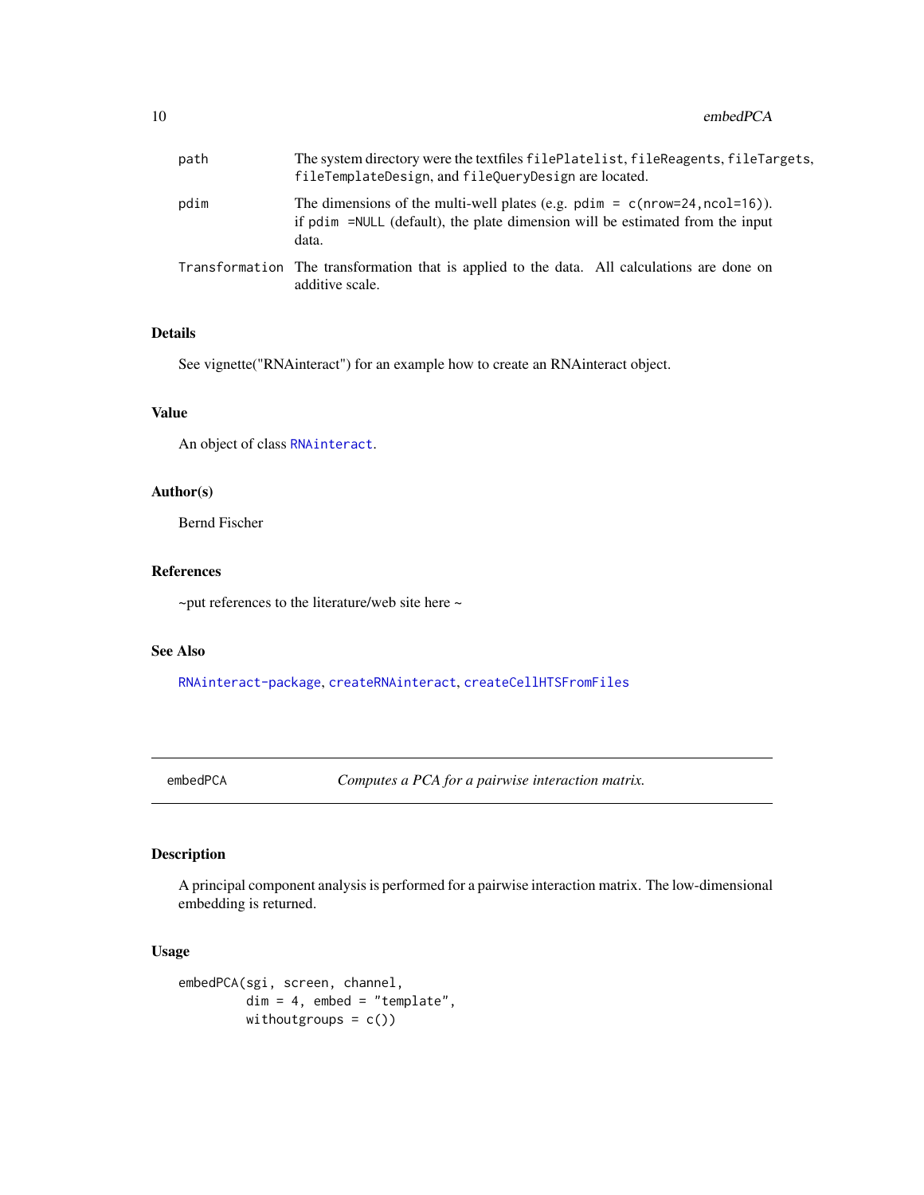| | |
|---|---|
| path | The system directory were the textfiles `filePlatelist`, `fileReagents`, `fileTargets`, `fileTemplateDesign`, and `fileQueryDesign` are located. |
| pdim | The dimensions of the multi-well plates (e.g. `pdim = c(nrow=24,ncol=16)`). if `pdim =NULL` (default), the plate dimension will be estimated from the input data. |
| Transformation | The transformation that is applied to the data. All calculations are done on additive scale. |

### Details

See vignette("RNAinteract") for an example how to create an RNAinteract object.

### Value

An object of class `RNAinteract`.

### Author(s)

Bernd Fischer

### References

~put references to the literature/web site here ~

### See Also

`RNAinteract-package`, `createRNAinteract`, `createCellHTSFromFiles`

---

## embedPCA — *Computes a PCA for a pairwise interaction matrix.*

### Description

A principal component analysis is performed for a pairwise interaction matrix. The low-dimensional embedding is returned.

### Usage

```
embedPCA(sgi, screen, channel,
         dim = 4, embed = "template",
         withoutgroups = c())
```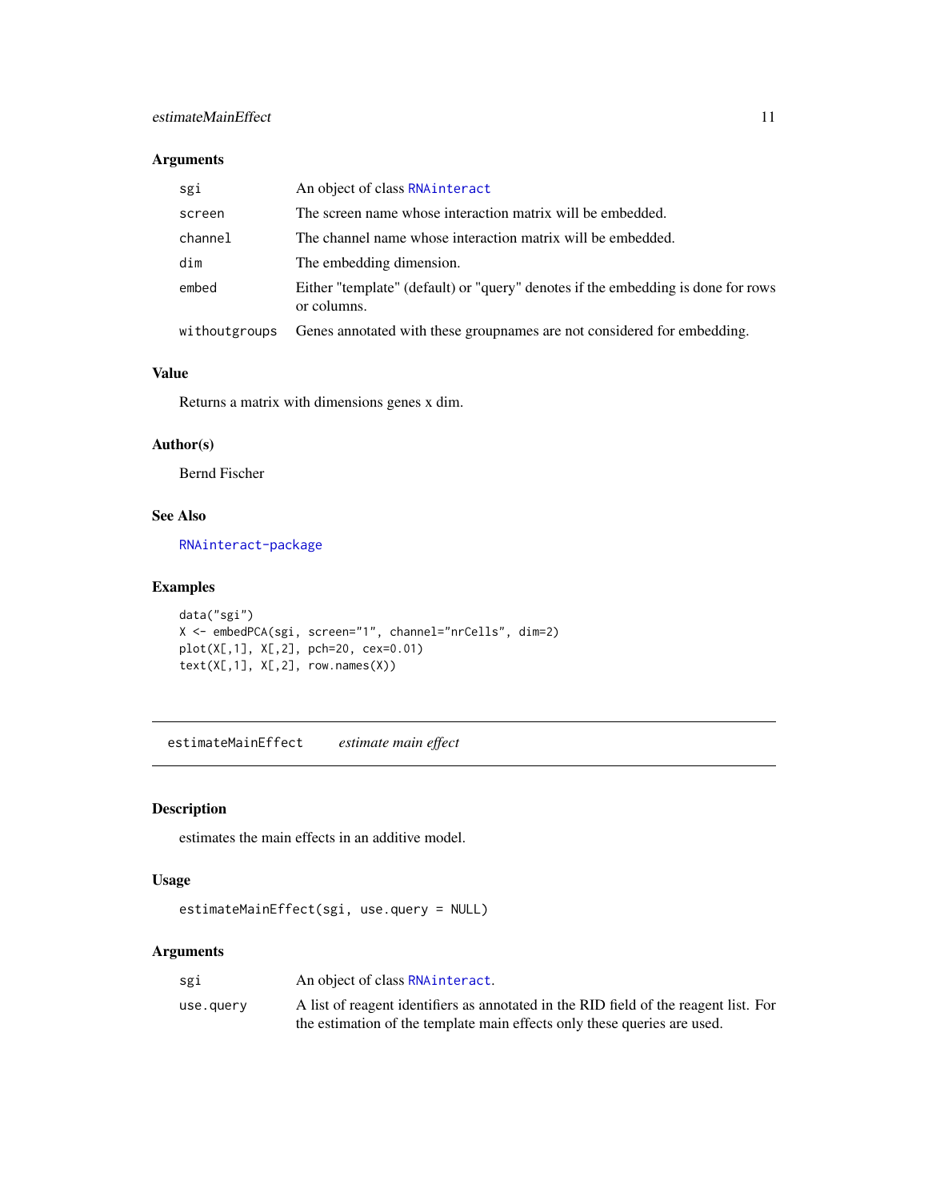### Arguments

| | |
|---|---|
| sgi | An object of class RNAinteract |
| screen | The screen name whose interaction matrix will be embedded. |
| channel | The channel name whose interaction matrix will be embedded. |
| dim | The embedding dimension. |
| embed | Either "template" (default) or "query" denotes if the embedding is done for rows or columns. |
| withoutgroups | Genes annotated with these groupnames are not considered for embedding. |

### Value

Returns a matrix with dimensions genes x dim.

### Author(s)

Bernd Fischer

### See Also

RNAinteract-package

### Examples

```
data("sgi")
X <- embedPCA(sgi, screen="1", channel="nrCells", dim=2)
plot(X[,1], X[,2], pch=20, cex=0.01)
text(X[,1], X[,2], row.names(X))
```

---

## estimateMainEffect *estimate main effect*

---

### Description

estimates the main effects in an additive model.

### Usage

```
estimateMainEffect(sgi, use.query = NULL)
```

### Arguments

| | |
|---|---|
| sgi | An object of class RNAinteract. |
| use.query | A list of reagent identifiers as annotated in the RID field of the reagent list. For the estimation of the template main effects only these queries are used. |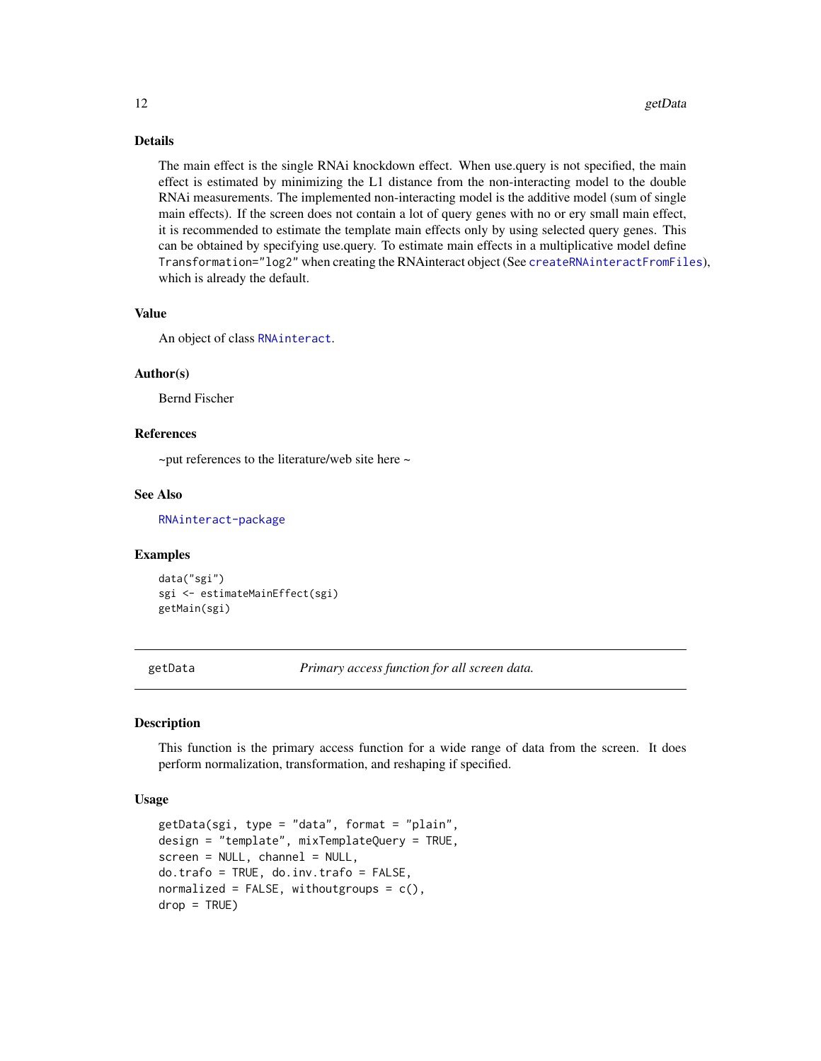### Details

The main effect is the single RNAi knockdown effect. When use.query is not specified, the main effect is estimated by minimizing the L1 distance from the non-interacting model to the double RNAi measurements. The implemented non-interacting model is the additive model (sum of single main effects). If the screen does not contain a lot of query genes with no or ery small main effect, it is recommended to estimate the template main effects only by using selected query genes. This can be obtained by specifying use.query. To estimate main effects in a multiplicative model define `Transformation="log2"` when creating the RNAinteract object (See `createRNAinteractFromFiles`), which is already the default.

### Value

An object of class `RNAinteract`.

### Author(s)

Bernd Fischer

### References

~put references to the literature/web site here ~

### See Also

`RNAinteract-package`

### Examples

```
data("sgi")
sgi <- estimateMainEffect(sgi)
getMain(sgi)
```

---

## getData — *Primary access function for all screen data.*

---

### Description

This function is the primary access function for a wide range of data from the screen. It does perform normalization, transformation, and reshaping if specified.

### Usage

```
getData(sgi, type = "data", format = "plain",
design = "template", mixTemplateQuery = TRUE,
screen = NULL, channel = NULL,
do.trafo = TRUE, do.inv.trafo = FALSE,
normalized = FALSE, withoutgroups = c(),
drop = TRUE)
```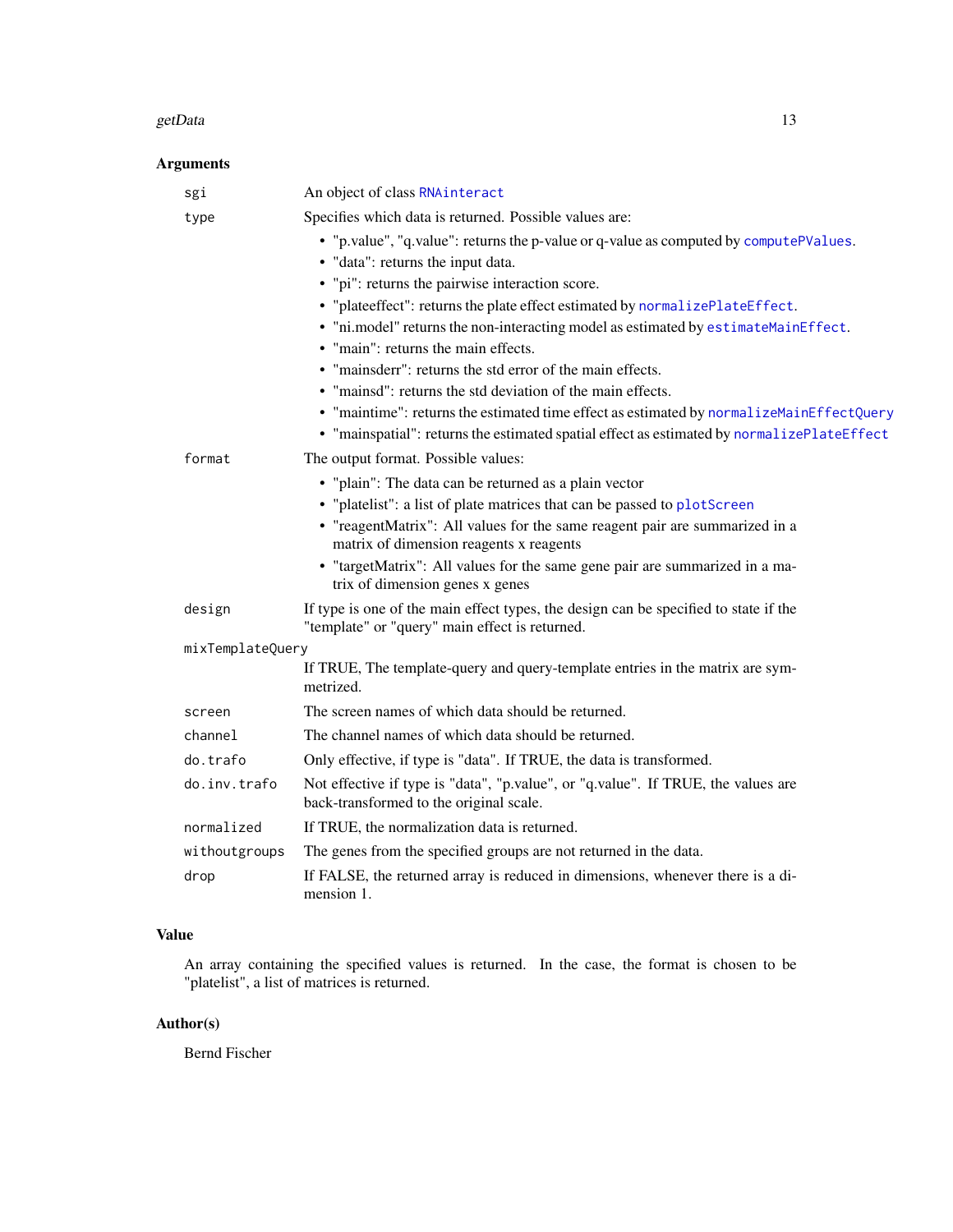## Arguments

| | |
|---|---|
| `sgi` | An object of class `RNAinteract` |
| `type` | Specifies which data is returned. Possible values are: <br>• "p.value", "q.value": returns the p-value or q-value as computed by `computePValues`. <br>• "data": returns the input data. <br>• "pi": returns the pairwise interaction score. <br>• "plateeffect": returns the plate effect estimated by `normalizePlateEffect`. <br>• "ni.model" returns the non-interacting model as estimated by `estimateMainEffect`. <br>• "main": returns the main effects. <br>• "mainsderr": returns the std error of the main effects. <br>• "mainsd": returns the std deviation of the main effects. <br>• "maintime": returns the estimated time effect as estimated by `normalizeMainEffectQuery` <br>• "mainspatial": returns the estimated spatial effect as estimated by `normalizePlateEffect` |
| `format` | The output format. Possible values: <br>• "plain": The data can be returned as a plain vector <br>• "platelist": a list of plate matrices that can be passed to `plotScreen` <br>• "reagentMatrix": All values for the same reagent pair are summarized in a matrix of dimension reagents x reagents <br>• "targetMatrix": All values for the same gene pair are summarized in a matrix of dimension genes x genes |
| `design` | If type is one of the main effect types, the design can be specified to state if the "template" or "query" main effect is returned. |
| `mixTemplateQuery` | If TRUE, The template-query and query-template entries in the matrix are symmetrized. |
| `screen` | The screen names of which data should be returned. |
| `channel` | The channel names of which data should be returned. |
| `do.trafo` | Only effective, if type is "data". If TRUE, the data is transformed. |
| `do.inv.trafo` | Not effective if type is "data", "p.value", or "q.value". If TRUE, the values are back-transformed to the original scale. |
| `normalized` | If TRUE, the normalization data is returned. |
| `withoutgroups` | The genes from the specified groups are not returned in the data. |
| `drop` | If FALSE, the returned array is reduced in dimensions, whenever there is a dimension 1. |

## Value

An array containing the specified values is returned. In the case, the format is chosen to be "platelist", a list of matrices is returned.

## Author(s)

Bernd Fischer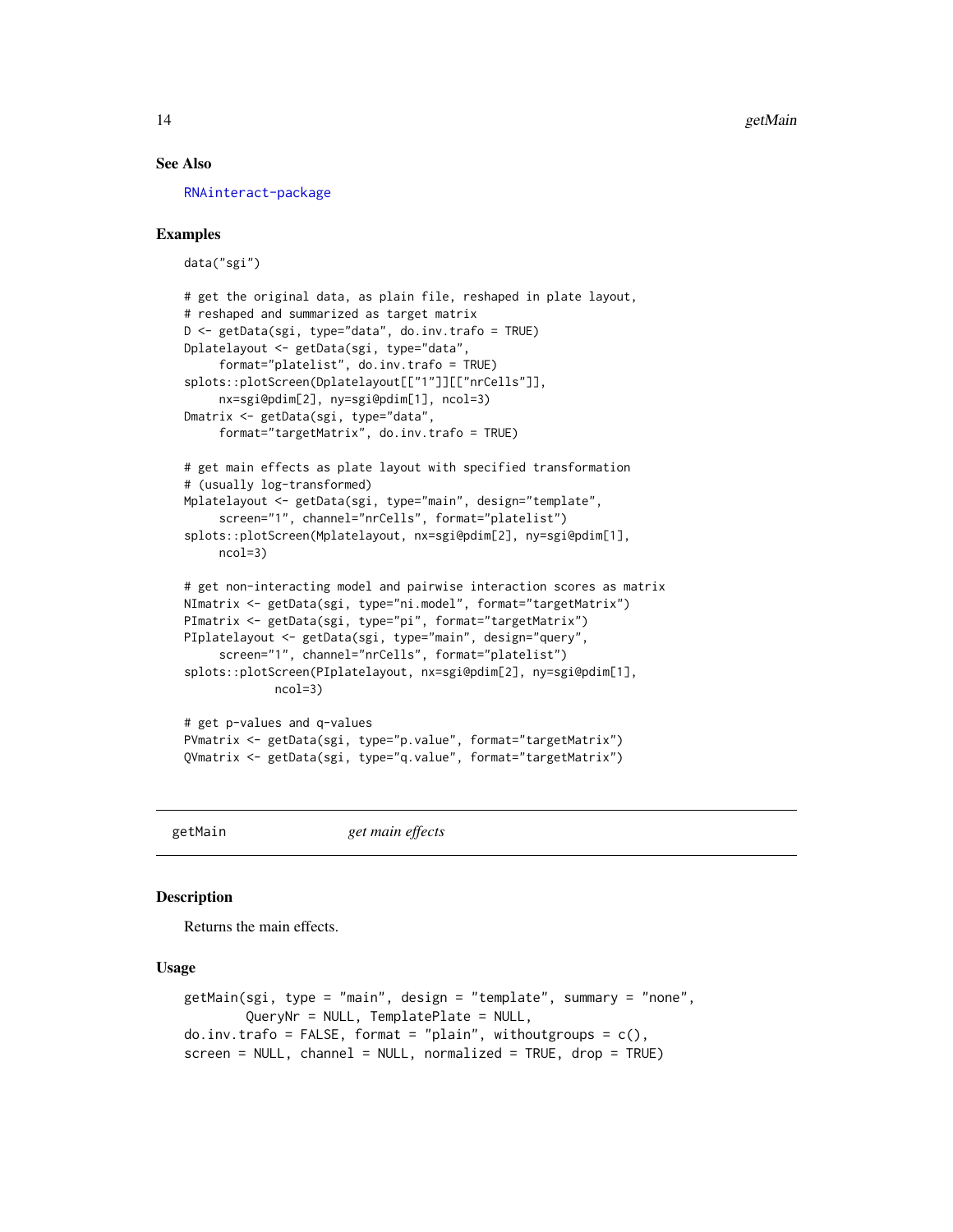### See Also

RNAinteract-package

### Examples

```
data("sgi")

# get the original data, as plain file, reshaped in plate layout,
# reshaped and summarized as target matrix
D <- getData(sgi, type="data", do.inv.trafo = TRUE)
Dplatelayout <- getData(sgi, type="data",
     format="platelist", do.inv.trafo = TRUE)
splots::plotScreen(Dplatelayout[["1"]][["nrCells"]],
     nx=sgi@pdim[2], ny=sgi@pdim[1], ncol=3)
Dmatrix <- getData(sgi, type="data",
     format="targetMatrix", do.inv.trafo = TRUE)

# get main effects as plate layout with specified transformation
# (usually log-transformed)
Mplatelayout <- getData(sgi, type="main", design="template",
     screen="1", channel="nrCells", format="platelist")
splots::plotScreen(Mplatelayout, nx=sgi@pdim[2], ny=sgi@pdim[1],
     ncol=3)

# get non-interacting model and pairwise interaction scores as matrix
NImatrix <- getData(sgi, type="ni.model", format="targetMatrix")
PImatrix <- getData(sgi, type="pi", format="targetMatrix")
PIplatelayout <- getData(sgi, type="main", design="query",
     screen="1", channel="nrCells", format="platelist")
splots::plotScreen(PIplatelayout, nx=sgi@pdim[2], ny=sgi@pdim[1],
             ncol=3)

# get p-values and q-values
PVmatrix <- getData(sgi, type="p.value", format="targetMatrix")
QVmatrix <- getData(sgi, type="q.value", format="targetMatrix")
```

---

## getMain — *get main effects*

---

### Description

Returns the main effects.

### Usage

```
getMain(sgi, type = "main", design = "template", summary = "none",
        QueryNr = NULL, TemplatePlate = NULL,
do.inv.trafo = FALSE, format = "plain", withoutgroups = c(),
screen = NULL, channel = NULL, normalized = TRUE, drop = TRUE)
```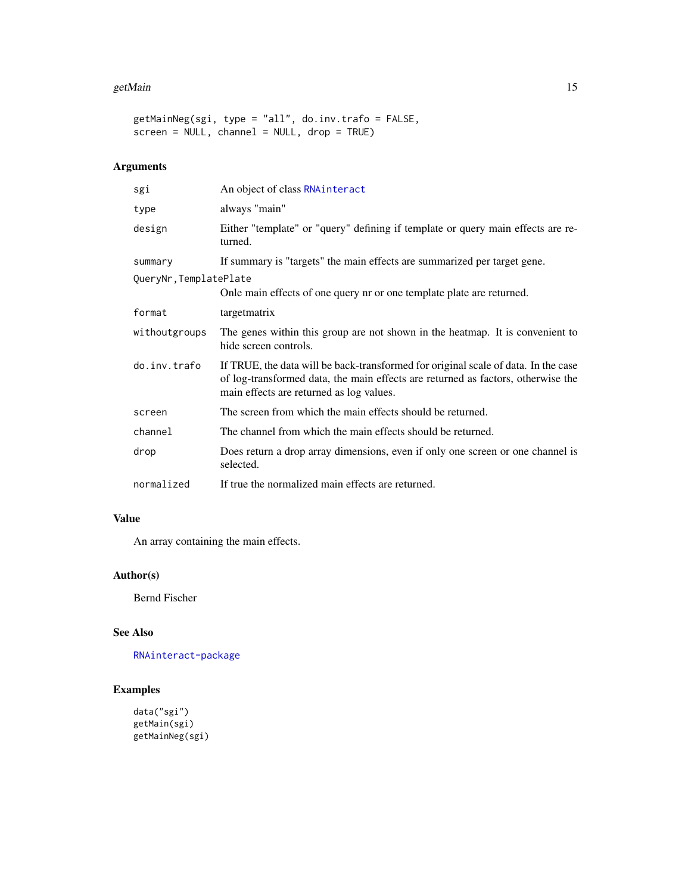```
getMainNeg(sgi, type = "all", do.inv.trafo = FALSE,
screen = NULL, channel = NULL, drop = TRUE)
```

## Arguments

| | |
|---|---|
| sgi | An object of class RNAinteract |
| type | always "main" |
| design | Either "template" or "query" defining if template or query main effects are returned. |
| summary | If summary is "targets" the main effects are summarized per target gene. |
| QueryNr,TemplatePlate | Onle main effects of one query nr or one template plate are returned. |
| format | targetmatrix |
| withoutgroups | The genes within this group are not shown in the heatmap. It is convenient to hide screen controls. |
| do.inv.trafo | If TRUE, the data will be back-transformed for original scale of data. In the case of log-transformed data, the main effects are returned as factors, otherwise the main effects are returned as log values. |
| screen | The screen from which the main effects should be returned. |
| channel | The channel from which the main effects should be returned. |
| drop | Does return a drop array dimensions, even if only one screen or one channel is selected. |
| normalized | If true the normalized main effects are returned. |

## Value

An array containing the main effects.

## Author(s)

Bernd Fischer

## See Also

RNAinteract-package

## Examples

```
data("sgi")
getMain(sgi)
getMainNeg(sgi)
```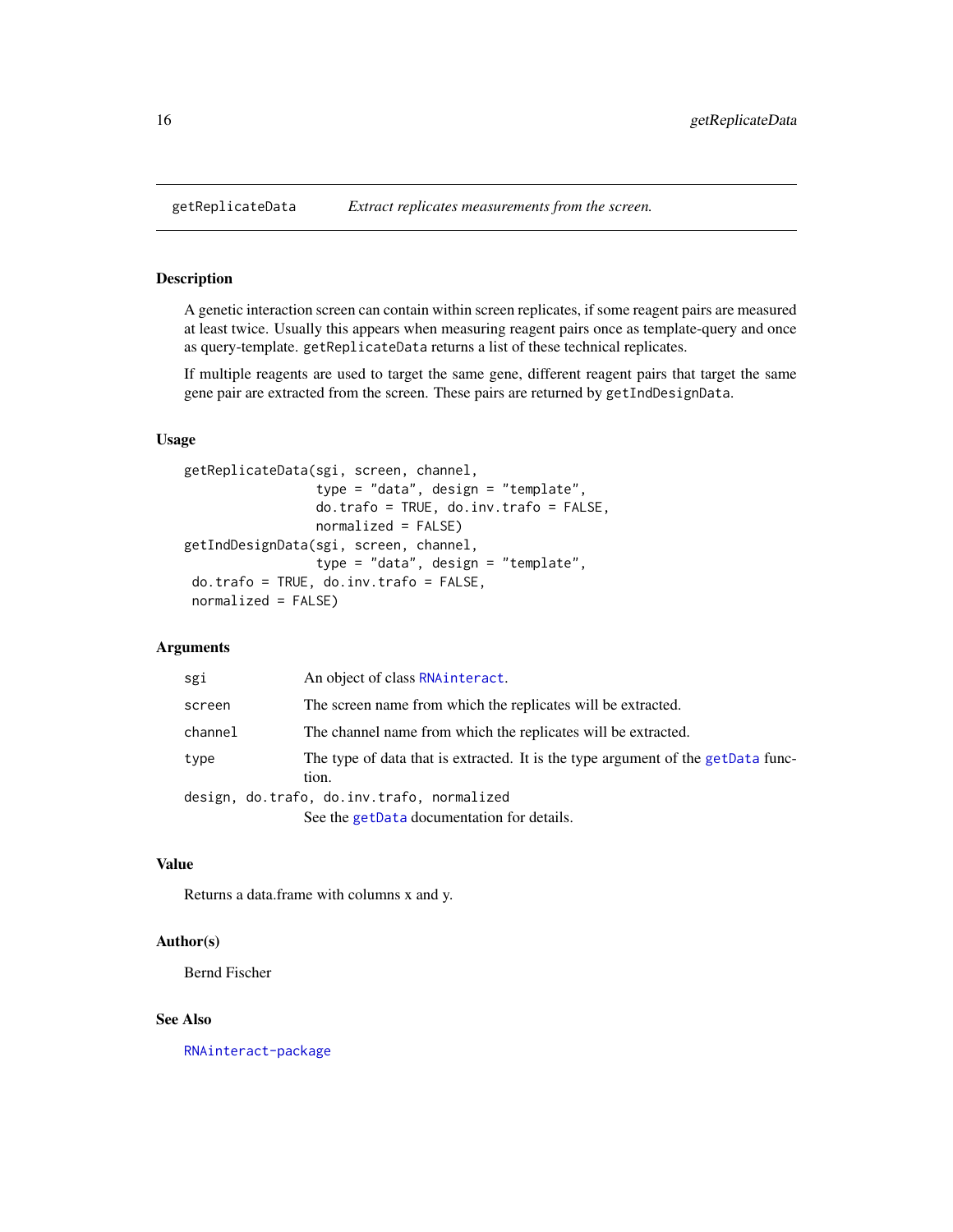getReplicateData    *Extract replicates measurements from the screen.*

## Description

A genetic interaction screen can contain within screen replicates, if some reagent pairs are measured at least twice. Usually this appears when measuring reagent pairs once as template-query and once as query-template. `getReplicateData` returns a list of these technical replicates.

If multiple reagents are used to target the same gene, different reagent pairs that target the same gene pair are extracted from the screen. These pairs are returned by `getIndDesignData`.

## Usage

```
getReplicateData(sgi, screen, channel,
                 type = "data", design = "template",
                 do.trafo = TRUE, do.inv.trafo = FALSE,
                 normalized = FALSE)
getIndDesignData(sgi, screen, channel,
                 type = "data", design = "template",
 do.trafo = TRUE, do.inv.trafo = FALSE,
 normalized = FALSE)
```

## Arguments

| | |
|---|---|
| `sgi` | An object of class `RNAinteract`. |
| `screen` | The screen name from which the replicates will be extracted. |
| `channel` | The channel name from which the replicates will be extracted. |
| `type` | The type of data that is extracted. It is the type argument of the `getData` function. |
| `design, do.trafo, do.inv.trafo, normalized` | See the `getData` documentation for details. |

## Value

Returns a data.frame with columns x and y.

## Author(s)

Bernd Fischer

## See Also

`RNAinteract-package`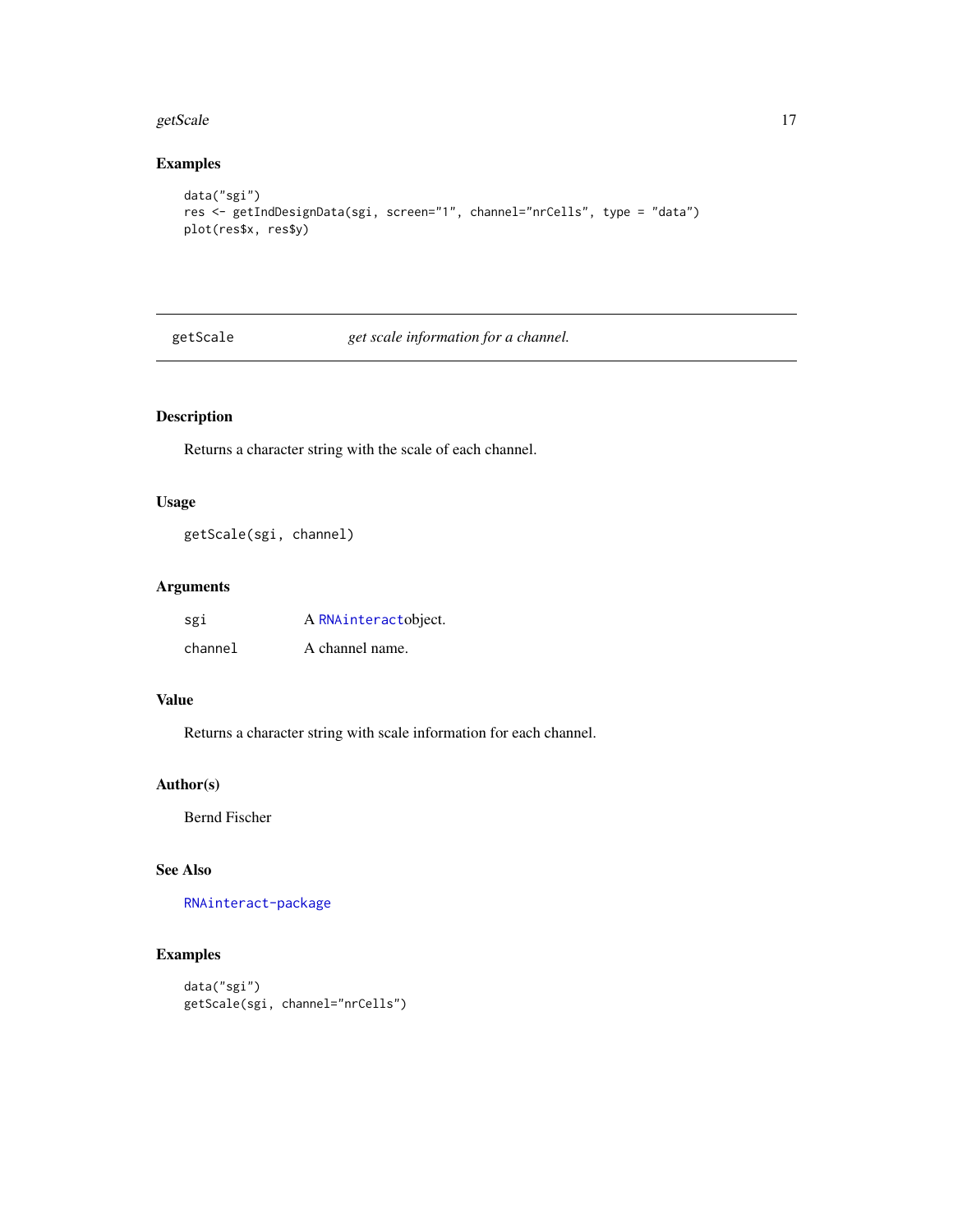## Examples

```
data("sgi")
res <- getIndDesignData(sgi, screen="1", channel="nrCells", type = "data")
plot(res$x, res$y)
```

---

# getScale — *get scale information for a channel.*

---

## Description

Returns a character string with the scale of each channel.

## Usage

```
getScale(sgi, channel)
```

## Arguments

| | |
|---|---|
| sgi | A RNAinteractobject. |
| channel | A channel name. |

## Value

Returns a character string with scale information for each channel.

## Author(s)

Bernd Fischer

## See Also

RNAinteract-package

## Examples

```
data("sgi")
getScale(sgi, channel="nrCells")
```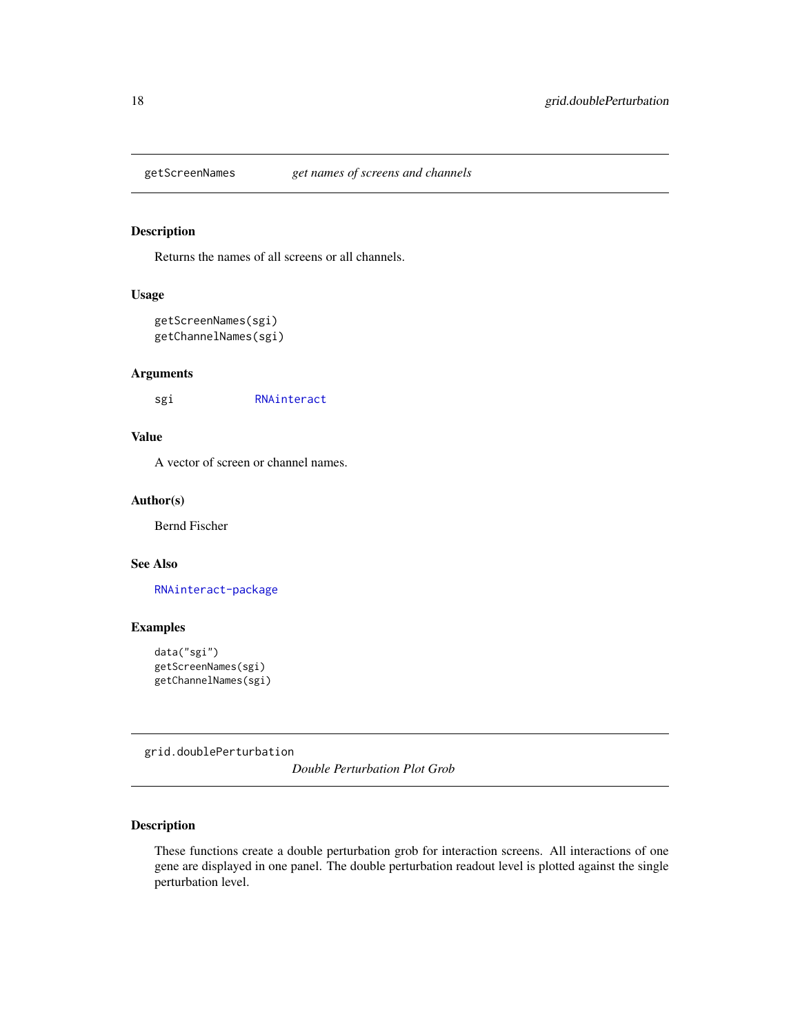## getScreenNames *get names of screens and channels*

### Description

Returns the names of all screens or all channels.

### Usage

```
getScreenNames(sgi)
getChannelNames(sgi)
```

### Arguments

sgi RNAinteract

### Value

A vector of screen or channel names.

### Author(s)

Bernd Fischer

### See Also

RNAinteract-package

### Examples

```
data("sgi")
getScreenNames(sgi)
getChannelNames(sgi)
```

## grid.doublePerturbation *Double Perturbation Plot Grob*

### Description

These functions create a double perturbation grob for interaction screens. All interactions of one gene are displayed in one panel. The double perturbation readout level is plotted against the single perturbation level.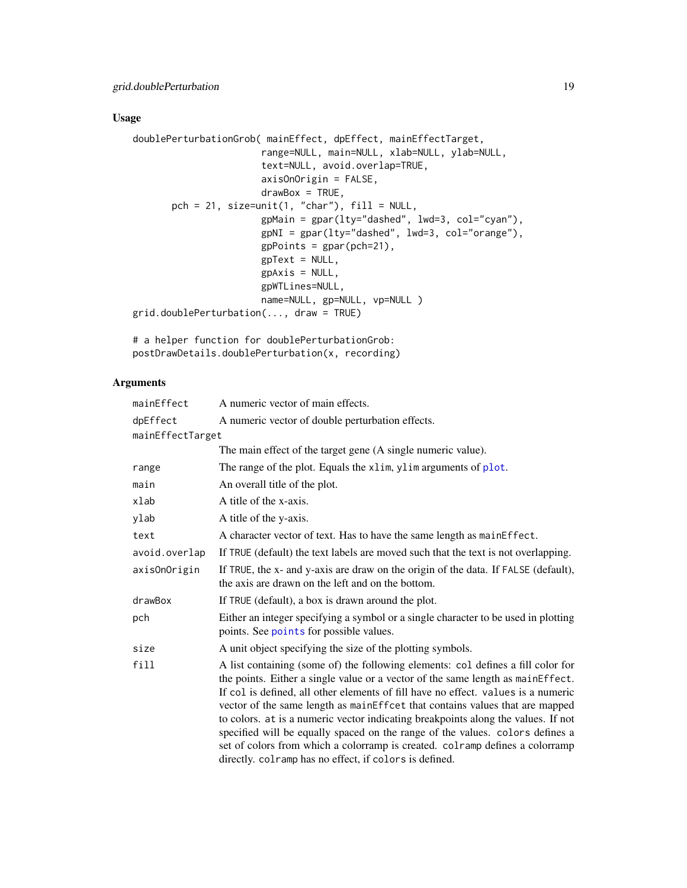## Usage

```
doublePerturbationGrob( mainEffect, dpEffect, mainEffectTarget,
                        range=NULL, main=NULL, xlab=NULL, ylab=NULL,
                        text=NULL, avoid.overlap=TRUE,
                        axisOnOrigin = FALSE,
                        drawBox = TRUE,
        pch = 21, size=unit(1, "char"), fill = NULL,
                        gpMain = gpar(lty="dashed", lwd=3, col="cyan"),
                        gpNI = gpar(lty="dashed", lwd=3, col="orange"),
                        gpPoints = gpar(pch=21),
                        gpText = NULL,
                        gpAxis = NULL,
                        gpWTLines=NULL,
                        name=NULL, gp=NULL, vp=NULL )
grid.doublePerturbation(..., draw = TRUE)

# a helper function for doublePerturbationGrob:
postDrawDetails.doublePerturbation(x, recording)
```

## Arguments

| Argument | Description |
|---|---|
| `mainEffect` | A numeric vector of main effects. |
| `dpEffect` | A numeric vector of double perturbation effects. |
| `mainEffectTarget` | The main effect of the target gene (A single numeric value). |
| `range` | The range of the plot. Equals the `xlim`, `ylim` arguments of `plot`. |
| `main` | An overall title of the plot. |
| `xlab` | A title of the x-axis. |
| `ylab` | A title of the y-axis. |
| `text` | A character vector of text. Has to have the same length as `mainEffect`. |
| `avoid.overlap` | If `TRUE` (default) the text labels are moved such that the text is not overlapping. |
| `axisOnOrigin` | If `TRUE`, the x- and y-axis are draw on the origin of the data. If `FALSE` (default), the axis are drawn on the left and on the bottom. |
| `drawBox` | If `TRUE` (default), a box is drawn around the plot. |
| `pch` | Either an integer specifying a symbol or a single character to be used in plotting points. See `points` for possible values. |
| `size` | A unit object specifying the size of the plotting symbols. |
| `fill` | A list containing (some of) the following elements: `col` defines a fill color for the points. Either a single value or a vector of the same length as `mainEffect`. If `col` is defined, all other elements of fill have no effect. `values` is a numeric vector of the same length as `mainEffcet` that contains values that are mapped to colors. `at` is a numeric vector indicating breakpoints along the values. If not specified will be equally spaced on the range of the values. `colors` defines a set of colors from which a colorramp is created. `colramp` defines a colorramp directly. `colramp` has no effect, if `colors` is defined. |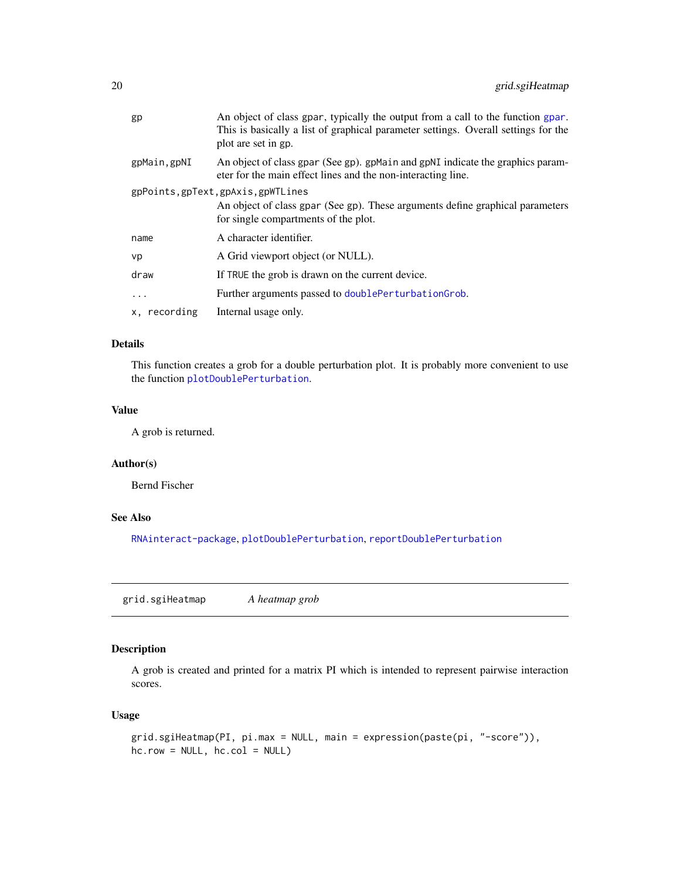| | |
|---|---|
| gp | An object of class gpar, typically the output from a call to the function gpar. This is basically a list of graphical parameter settings. Overall settings for the plot are set in gp. |
| gpMain, gpNI | An object of class gpar (See gp). gpMain and gpNI indicate the graphics parameter for the main effect lines and the non-interacting line. |
| gpPoints, gpText, gpAxis, gpWTLines | An object of class gpar (See gp). These arguments define graphical parameters for single compartments of the plot. |
| name | A character identifier. |
| vp | A Grid viewport object (or NULL). |
| draw | If TRUE the grob is drawn on the current device. |
| ... | Further arguments passed to doublePerturbationGrob. |
| x, recording | Internal usage only. |

### Details

This function creates a grob for a double perturbation plot. It is probably more convenient to use the function plotDoublePerturbation.

### Value

A grob is returned.

### Author(s)

Bernd Fischer

### See Also

RNAinteract-package, plotDoublePerturbation, reportDoublePerturbation

---

## grid.sgiHeatmap &nbsp;&nbsp;&nbsp; *A heatmap grob*

---

### Description

A grob is created and printed for a matrix PI which is intended to represent pairwise interaction scores.

### Usage

```
grid.sgiHeatmap(PI, pi.max = NULL, main = expression(paste(pi, "-score")),
hc.row = NULL, hc.col = NULL)
```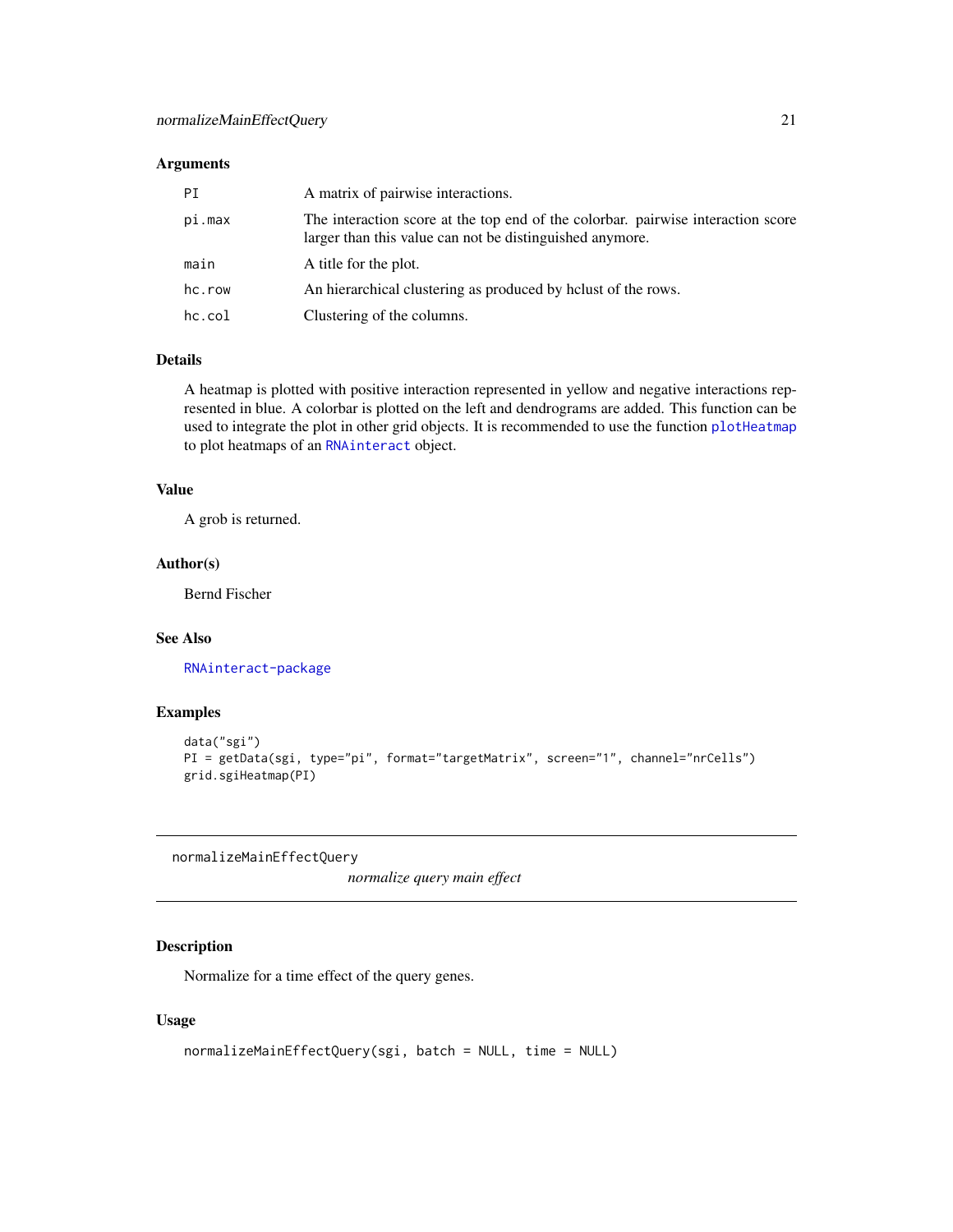### Arguments

| | |
|---|---|
| PI | A matrix of pairwise interactions. |
| pi.max | The interaction score at the top end of the colorbar. pairwise interaction score larger than this value can not be distinguished anymore. |
| main | A title for the plot. |
| hc.row | An hierarchical clustering as produced by hclust of the rows. |
| hc.col | Clustering of the columns. |

### Details

A heatmap is plotted with positive interaction represented in yellow and negative interactions represented in blue. A colorbar is plotted on the left and dendrograms are added. This function can be used to integrate the plot in other grid objects. It is recommended to use the function plotHeatmap to plot heatmaps of an RNAinteract object.

### Value

A grob is returned.

### Author(s)

Bernd Fischer

### See Also

RNAinteract-package

### Examples

```
data("sgi")
PI = getData(sgi, type="pi", format="targetMatrix", screen="1", channel="nrCells")
grid.sgiHeatmap(PI)
```

---

## normalizeMainEffectQuery

*normalize query main effect*

---

### Description

Normalize for a time effect of the query genes.

### Usage

```
normalizeMainEffectQuery(sgi, batch = NULL, time = NULL)
```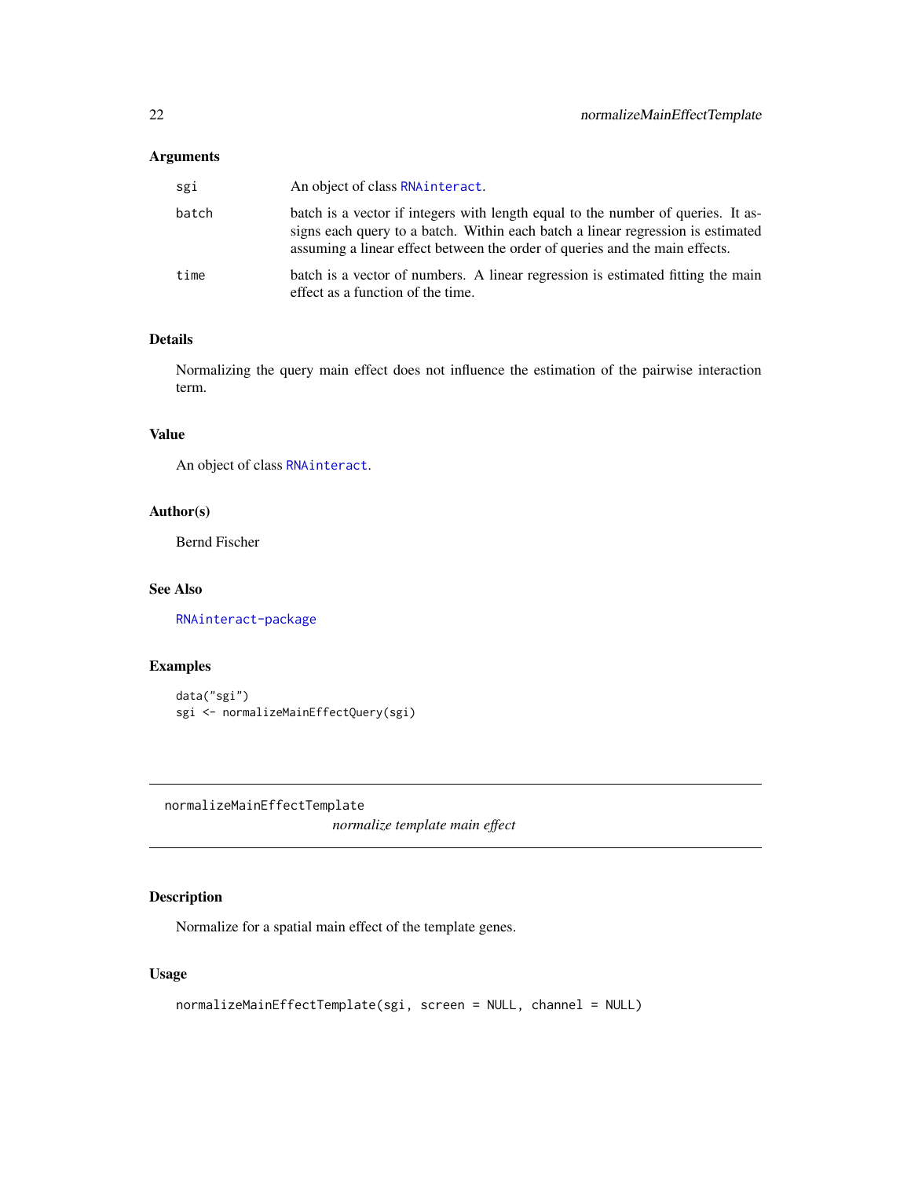### Arguments

| | |
|---|---|
| sgi | An object of class RNAinteract. |
| batch | batch is a vector if integers with length equal to the number of queries. It assigns each query to a batch. Within each batch a linear regression is estimated assuming a linear effect between the order of queries and the main effects. |
| time | batch is a vector of numbers. A linear regression is estimated fitting the main effect as a function of the time. |

### Details

Normalizing the query main effect does not influence the estimation of the pairwise interaction term.

### Value

An object of class RNAinteract.

### Author(s)

Bernd Fischer

### See Also

RNAinteract-package

### Examples

```
data("sgi")
sgi <- normalizeMainEffectQuery(sgi)
```

---

## normalizeMainEffectTemplate

*normalize template main effect*

---

### Description

Normalize for a spatial main effect of the template genes.

### Usage

```
normalizeMainEffectTemplate(sgi, screen = NULL, channel = NULL)
```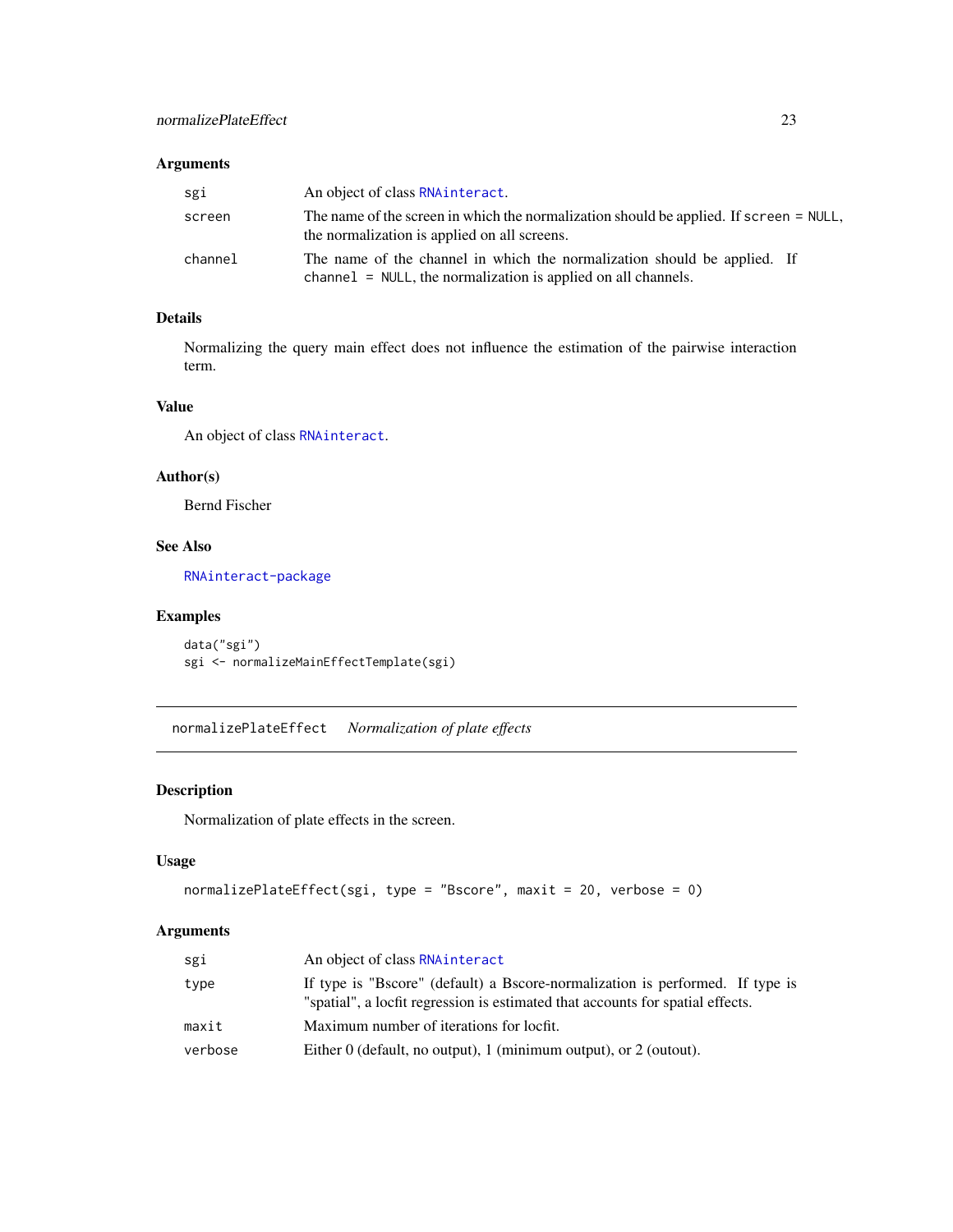### Arguments

| | |
|---|---|
| `sgi` | An object of class `RNAinteract`. |
| `screen` | The name of the screen in which the normalization should be applied. If `screen = NULL`, the normalization is applied on all screens. |
| `channel` | The name of the channel in which the normalization should be applied. If `channel = NULL`, the normalization is applied on all channels. |

### Details

Normalizing the query main effect does not influence the estimation of the pairwise interaction term.

### Value

An object of class `RNAinteract`.

### Author(s)

Bernd Fischer

### See Also

`RNAinteract-package`

### Examples

```
data("sgi")
sgi <- normalizeMainEffectTemplate(sgi)
```

---

## `normalizePlateEffect` *Normalization of plate effects*

---

### Description

Normalization of plate effects in the screen.

### Usage

```
normalizePlateEffect(sgi, type = "Bscore", maxit = 20, verbose = 0)
```

### Arguments

| | |
|---|---|
| `sgi` | An object of class `RNAinteract` |
| `type` | If type is "Bscore" (default) a Bscore-normalization is performed. If type is "spatial", a locfit regression is estimated that accounts for spatial effects. |
| `maxit` | Maximum number of iterations for locfit. |
| `verbose` | Either 0 (default, no output), 1 (minimum output), or 2 (outout). |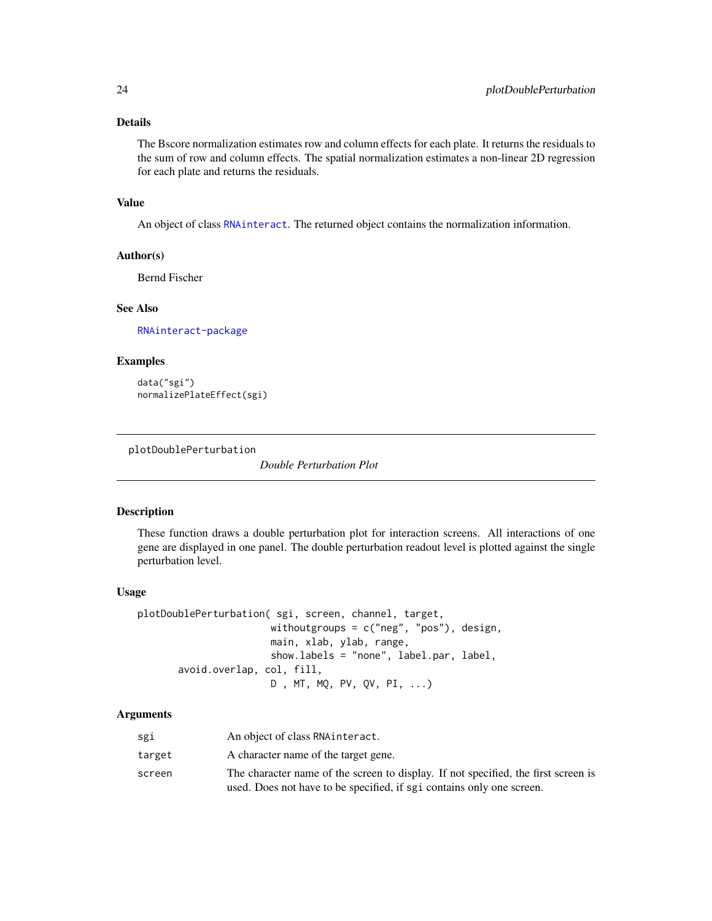### Details

The Bscore normalization estimates row and column effects for each plate. It returns the residuals to the sum of row and column effects. The spatial normalization estimates a non-linear 2D regression for each plate and returns the residuals.

### Value

An object of class RNAinteract. The returned object contains the normalization information.

### Author(s)

Bernd Fischer

### See Also

RNAinteract-package

### Examples

```
data("sgi")
normalizePlateEffect(sgi)
```

---

## plotDoublePerturbation &nbsp;&nbsp;&nbsp; *Double Perturbation Plot*

---

### Description

These function draws a double perturbation plot for interaction screens. All interactions of one gene are displayed in one panel. The double perturbation readout level is plotted against the single perturbation level.

### Usage

```
plotDoublePerturbation( sgi, screen, channel, target,
                        withoutgroups = c("neg", "pos"), design,
                        main, xlab, ylab, range,
                        show.labels = "none", label.par, label,
       avoid.overlap, col, fill,
                        D , MT, MQ, PV, QV, PI, ...)
```

### Arguments

| | |
|---|---|
| sgi | An object of class RNAinteract. |
| target | A character name of the target gene. |
| screen | The character name of the screen to display. If not specified, the first screen is used. Does not have to be specified, if sgi contains only one screen. |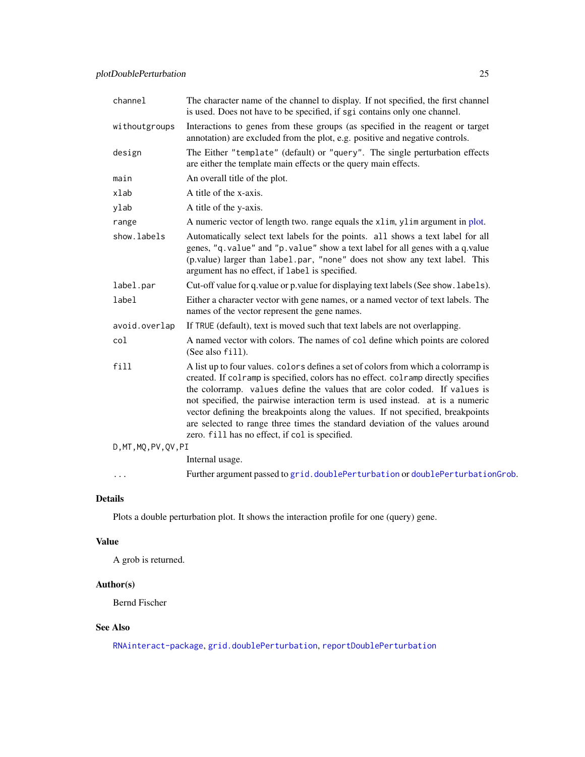| | |
|---|---|
| `channel` | The character name of the channel to display. If not specified, the first channel is used. Does not have to be specified, if `sgi` contains only one channel. |
| `withoutgroups` | Interactions to genes from these groups (as specified in the reagent or target annotation) are excluded from the plot, e.g. positive and negative controls. |
| `design` | The Either `"template"` (default) or `"query"`. The single perturbation effects are either the template main effects or the query main effects. |
| `main` | An overall title of the plot. |
| `xlab` | A title of the x-axis. |
| `ylab` | A title of the y-axis. |
| `range` | A numeric vector of length two. range equals the `xlim`, `ylim` argument in plot. |
| `show.labels` | Automatically select text labels for the points. `all` shows a text label for all genes, `"q.value"` and `"p.value"` show a text label for all genes with a q.value (p.value) larger than `label.par`, `"none"` does not show any text label. This argument has no effect, if `label` is specified. |
| `label.par` | Cut-off value for q.value or p.value for displaying text labels (See `show.labels`). |
| `label` | Either a character vector with gene names, or a named vector of text labels. The names of the vector represent the gene names. |
| `avoid.overlap` | If `TRUE` (default), text is moved such that text labels are not overlapping. |
| `col` | A named vector with colors. The names of `col` define which points are colored (See also `fill`). |
| `fill` | A list up to four values. `colors` defines a set of colors from which a colorramp is created. If `colramp` is specified, colors has no effect. `colramp` directly specifies the colorramp. `values` define the values that are color coded. If `values` is not specified, the pairwise interaction term is used instead. `at` is a numeric vector defining the breakpoints along the values. If not specified, breakpoints are selected to range three times the standard deviation of the values around zero. `fill` has no effect, if `col` is specified. |
| `D,MT,MQ,PV,QV,PI` | Internal usage. |
| `...` | Further argument passed to `grid.doublePerturbation` or `doublePerturbationGrob`. |

## Details

Plots a double perturbation plot. It shows the interaction profile for one (query) gene.

## Value

A grob is returned.

## Author(s)

Bernd Fischer

## See Also

`RNAinteract-package`, `grid.doublePerturbation`, `reportDoublePerturbation`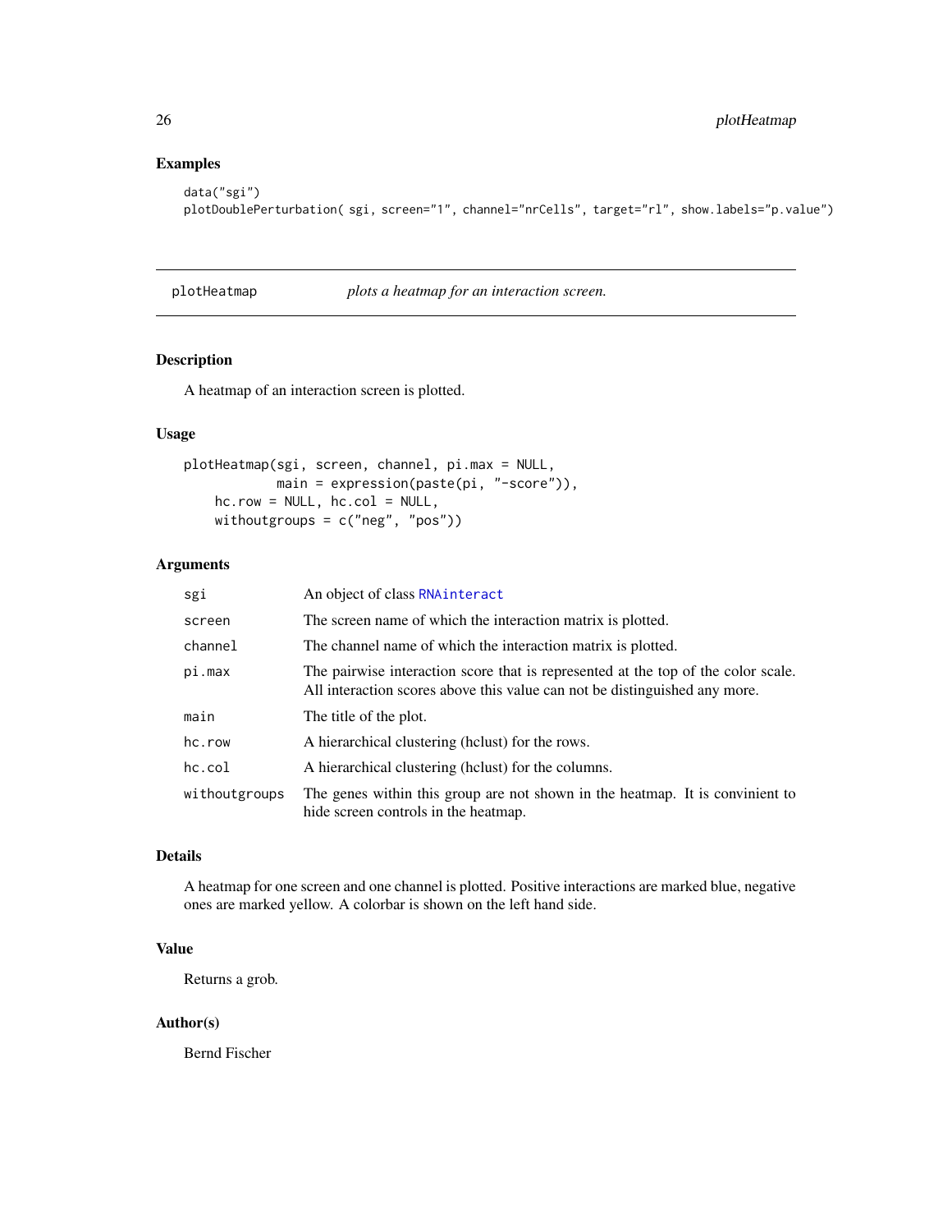## Examples

```
data("sgi")
plotDoublePerturbation( sgi, screen="1", channel="nrCells", target="rl", show.labels="p.value")
```

---

# plotHeatmap *plots a heatmap for an interaction screen.*

---

## Description

A heatmap of an interaction screen is plotted.

## Usage

```
plotHeatmap(sgi, screen, channel, pi.max = NULL,
            main = expression(paste(pi, "-score")),
    hc.row = NULL, hc.col = NULL,
    withoutgroups = c("neg", "pos"))
```

## Arguments

| | |
|---|---|
| sgi | An object of class RNAinteract |
| screen | The screen name of which the interaction matrix is plotted. |
| channel | The channel name of which the interaction matrix is plotted. |
| pi.max | The pairwise interaction score that is represented at the top of the color scale. All interaction scores above this value can not be distinguished any more. |
| main | The title of the plot. |
| hc.row | A hierarchical clustering (hclust) for the rows. |
| hc.col | A hierarchical clustering (hclust) for the columns. |
| withoutgroups | The genes within this group are not shown in the heatmap. It is convinient to hide screen controls in the heatmap. |

## Details

A heatmap for one screen and one channel is plotted. Positive interactions are marked blue, negative ones are marked yellow. A colorbar is shown on the left hand side.

## Value

Returns a grob.

## Author(s)

Bernd Fischer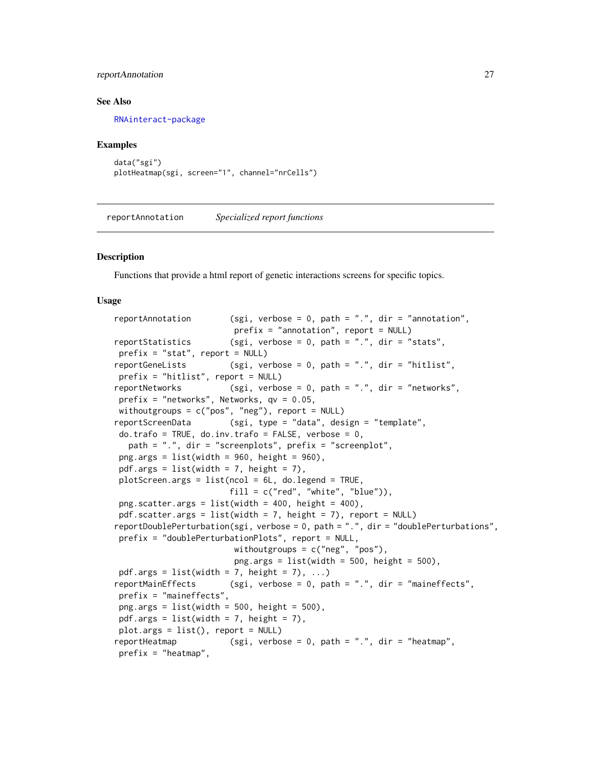### See Also

RNAinteract-package

### Examples

```
data("sgi")
plotHeatmap(sgi, screen="1", channel="nrCells")
```

---

## reportAnnotation *Specialized report functions*

---

### Description

Functions that provide a html report of genetic interactions screens for specific topics.

### Usage

```
reportAnnotation        (sgi, verbose = 0, path = ".", dir = "annotation",
                         prefix = "annotation", report = NULL)
reportStatistics        (sgi, verbose = 0, path = ".", dir = "stats",
 prefix = "stat", report = NULL)
reportGeneLists         (sgi, verbose = 0, path = ".", dir = "hitlist",
 prefix = "hitlist", report = NULL)
reportNetworks          (sgi, verbose = 0, path = ".", dir = "networks",
 prefix = "networks", Networks, qv = 0.05,
 withoutgroups = c("pos", "neg"), report = NULL)
reportScreenData        (sgi, type = "data", design = "template",
 do.trafo = TRUE, do.inv.trafo = FALSE, verbose = 0,
   path = ".", dir = "screenplots", prefix = "screenplot",
 png.args = list(width = 960, height = 960),
 pdf.args = list(width = 7, height = 7),
 plotScreen.args = list(ncol = 6L, do.legend = TRUE,
                        fill = c("red", "white", "blue")),
 png.scatter.args = list(width = 400, height = 400),
 pdf.scatter.args = list(width = 7, height = 7), report = NULL)
reportDoublePerturbation(sgi, verbose = 0, path = ".", dir = "doublePerturbations",
 prefix = "doublePerturbationPlots", report = NULL,
                         withoutgroups = c("neg", "pos"),
                         png.args = list(width = 500, height = 500),
 pdf.args = list(width = 7, height = 7), ...)
reportMainEffects       (sgi, verbose = 0, path = ".", dir = "maineffects",
 prefix = "maineffects",
 png.args = list(width = 500, height = 500),
 pdf.args = list(width = 7, height = 7),
 plot.args = list(), report = NULL)
reportHeatmap           (sgi, verbose = 0, path = ".", dir = "heatmap",
 prefix = "heatmap",
```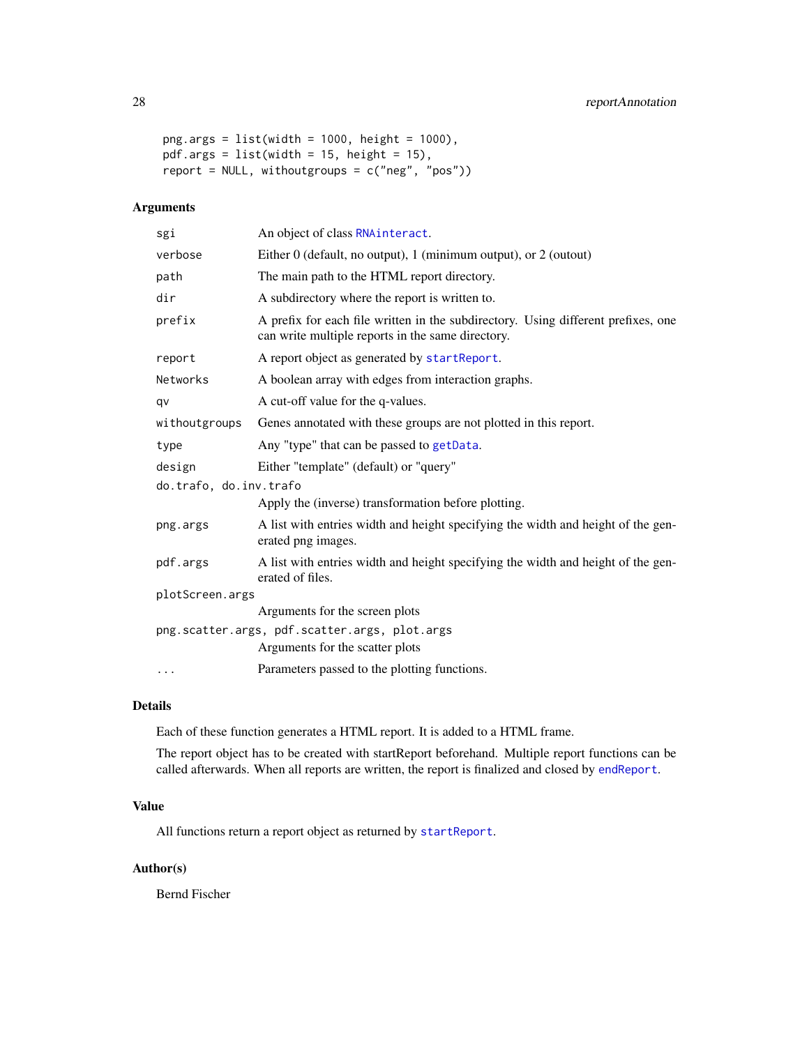```
png.args = list(width = 1000, height = 1000),
pdf.args = list(width = 15, height = 15),
report = NULL, withoutgroups = c("neg", "pos"))
```

## Arguments

| | |
|---|---|
| `sgi` | An object of class `RNAinteract`. |
| `verbose` | Either 0 (default, no output), 1 (minimum output), or 2 (outout) |
| `path` | The main path to the HTML report directory. |
| `dir` | A subdirectory where the report is written to. |
| `prefix` | A prefix for each file written in the subdirectory. Using different prefixes, one can write multiple reports in the same directory. |
| `report` | A report object as generated by `startReport`. |
| `Networks` | A boolean array with edges from interaction graphs. |
| `qv` | A cut-off value for the q-values. |
| `withoutgroups` | Genes annotated with these groups are not plotted in this report. |
| `type` | Any "type" that can be passed to `getData`. |
| `design` | Either "template" (default) or "query" |
| `do.trafo, do.inv.trafo` | Apply the (inverse) transformation before plotting. |
| `png.args` | A list with entries width and height specifying the width and height of the generated png images. |
| `pdf.args` | A list with entries width and height specifying the width and height of the generated of files. |
| `plotScreen.args` | Arguments for the screen plots |
| `png.scatter.args, pdf.scatter.args, plot.args` | Arguments for the scatter plots |
| `...` | Parameters passed to the plotting functions. |

## Details

Each of these function generates a HTML report. It is added to a HTML frame.

The report object has to be created with startReport beforehand. Multiple report functions can be called afterwards. When all reports are written, the report is finalized and closed by `endReport`.

## Value

All functions return a report object as returned by `startReport`.

## Author(s)

Bernd Fischer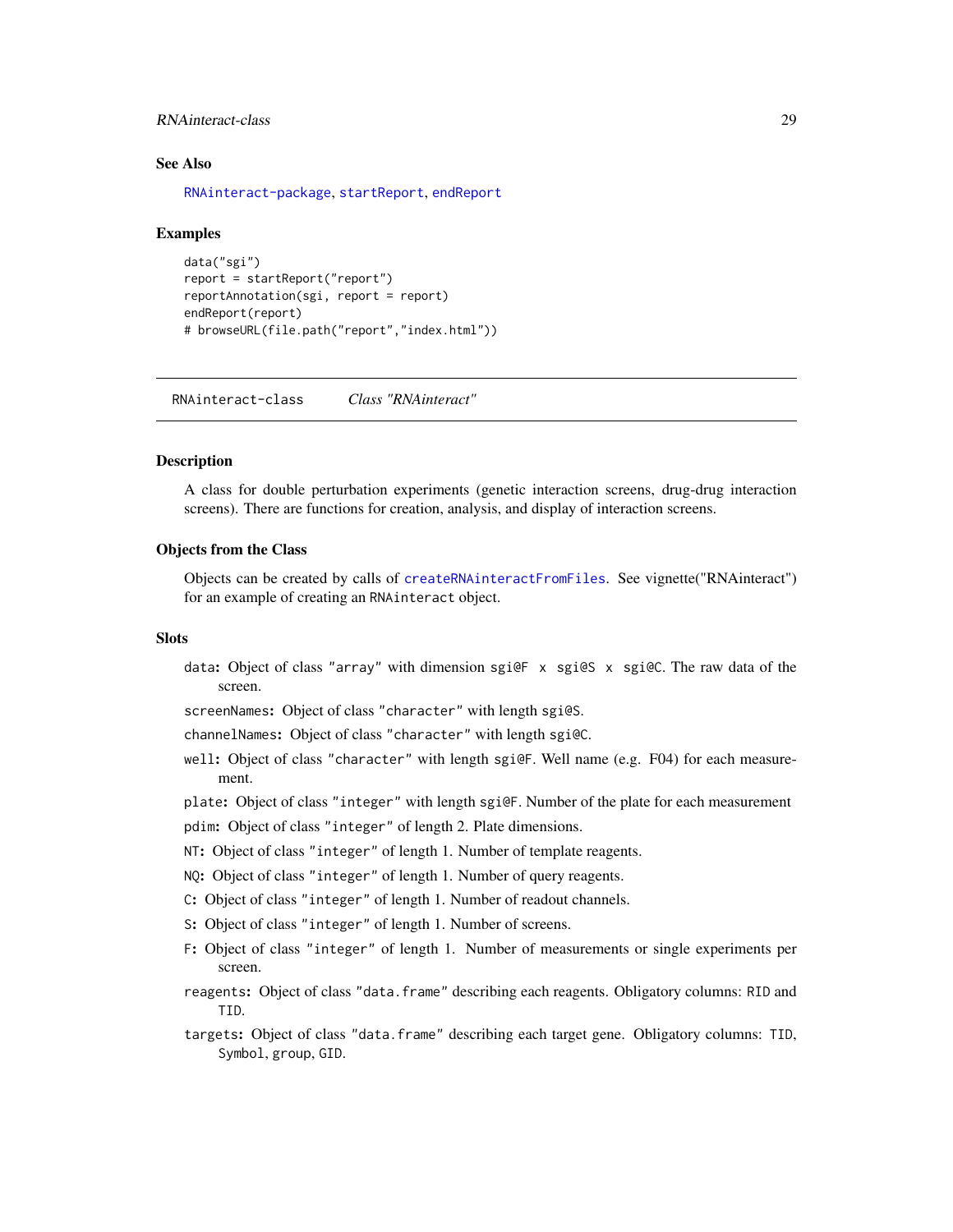### See Also

RNAinteract-package, startReport, endReport

### Examples

```
data("sgi")
report = startReport("report")
reportAnnotation(sgi, report = report)
endReport(report)
# browseURL(file.path("report","index.html"))
```

---

## RNAinteract-class &nbsp;&nbsp;&nbsp; *Class "RNAinteract"*

---

### Description

A class for double perturbation experiments (genetic interaction screens, drug-drug interaction screens). There are functions for creation, analysis, and display of interaction screens.

### Objects from the Class

Objects can be created by calls of createRNAinteractFromFiles. See vignette("RNAinteract") for an example of creating an RNAinteract object.

### Slots

**data:** Object of class "array" with dimension sgi@F x sgi@S x sgi@C. The raw data of the screen.

**screenNames:** Object of class "character" with length sgi@S.

**channelNames:** Object of class "character" with length sgi@C.

**well:** Object of class "character" with length sgi@F. Well name (e.g. F04) for each measurement.

**plate:** Object of class "integer" with length sgi@F. Number of the plate for each measurement

**pdim:** Object of class "integer" of length 2. Plate dimensions.

**NT:** Object of class "integer" of length 1. Number of template reagents.

**NQ:** Object of class "integer" of length 1. Number of query reagents.

**C:** Object of class "integer" of length 1. Number of readout channels.

**S:** Object of class "integer" of length 1. Number of screens.

**F:** Object of class "integer" of length 1. Number of measurements or single experiments per screen.

**reagents:** Object of class "data.frame" describing each reagents. Obligatory columns: RID and TID.

**targets:** Object of class "data.frame" describing each target gene. Obligatory columns: TID, Symbol, group, GID.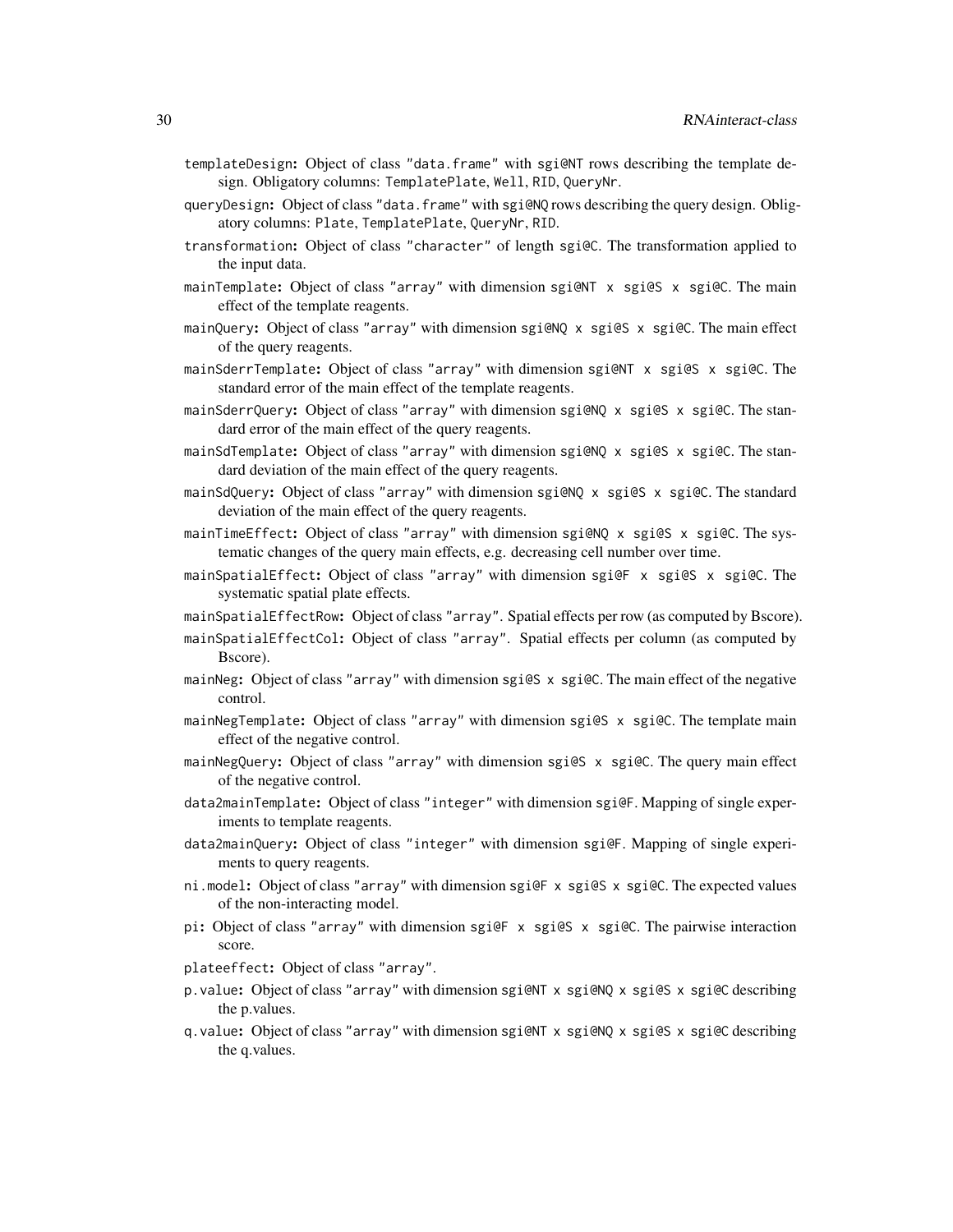templateDesign: Object of class "data.frame" with sgi@NT rows describing the template design. Obligatory columns: TemplatePlate, Well, RID, QueryNr.

queryDesign: Object of class "data.frame" with sgi@NQ rows describing the query design. Obligatory columns: Plate, TemplatePlate, QueryNr, RID.

transformation: Object of class "character" of length sgi@C. The transformation applied to the input data.

mainTemplate: Object of class "array" with dimension sgi@NT x sgi@S x sgi@C. The main effect of the template reagents.

mainQuery: Object of class "array" with dimension sgi@NQ x sgi@S x sgi@C. The main effect of the query reagents.

mainSderrTemplate: Object of class "array" with dimension sgi@NT x sgi@S x sgi@C. The standard error of the main effect of the template reagents.

mainSderrQuery: Object of class "array" with dimension sgi@NQ x sgi@S x sgi@C. The standard error of the main effect of the query reagents.

mainSdTemplate: Object of class "array" with dimension sgi@NQ x sgi@S x sgi@C. The standard deviation of the main effect of the query reagents.

mainSdQuery: Object of class "array" with dimension sgi@NQ x sgi@S x sgi@C. The standard deviation of the main effect of the query reagents.

mainTimeEffect: Object of class "array" with dimension sgi@NQ x sgi@S x sgi@C. The systematic changes of the query main effects, e.g. decreasing cell number over time.

mainSpatialEffect: Object of class "array" with dimension sgi@F x sgi@S x sgi@C. The systematic spatial plate effects.

mainSpatialEffectRow: Object of class "array". Spatial effects per row (as computed by Bscore).

mainSpatialEffectCol: Object of class "array". Spatial effects per column (as computed by Bscore).

mainNeg: Object of class "array" with dimension sgi@S x sgi@C. The main effect of the negative control.

mainNegTemplate: Object of class "array" with dimension sgi@S x sgi@C. The template main effect of the negative control.

mainNegQuery: Object of class "array" with dimension sgi@S x sgi@C. The query main effect of the negative control.

data2mainTemplate: Object of class "integer" with dimension sgi@F. Mapping of single experiments to template reagents.

data2mainQuery: Object of class "integer" with dimension sgi@F. Mapping of single experiments to query reagents.

ni.model: Object of class "array" with dimension sgi@F x sgi@S x sgi@C. The expected values of the non-interacting model.

pi: Object of class "array" with dimension sgi@F x sgi@S x sgi@C. The pairwise interaction score.

plateeffect: Object of class "array".

p.value: Object of class "array" with dimension sgi@NT x sgi@NQ x sgi@S x sgi@C describing the p.values.

q.value: Object of class "array" with dimension sgi@NT x sgi@NQ x sgi@S x sgi@C describing the q.values.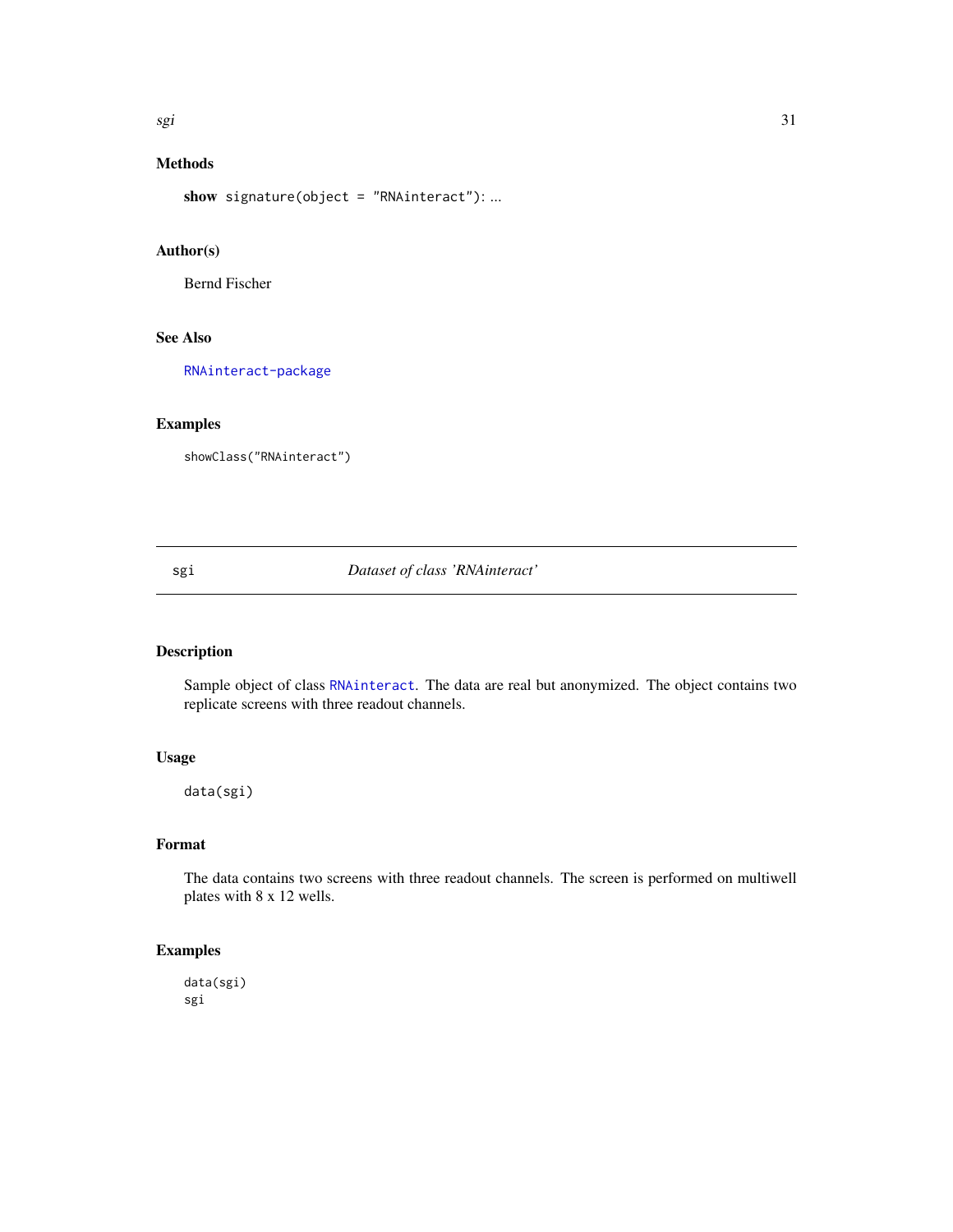### Methods

**show** `signature(object = "RNAinteract")`: ...

### Author(s)

Bernd Fischer

### See Also

RNAinteract-package

### Examples

```
showClass("RNAinteract")
```

---

## sgi — *Dataset of class 'RNAinteract'*

---

### Description

Sample object of class RNAinteract. The data are real but anonymized. The object contains two replicate screens with three readout channels.

### Usage

```
data(sgi)
```

### Format

The data contains two screens with three readout channels. The screen is performed on multiwell plates with 8 x 12 wells.

### Examples

```
data(sgi)
sgi
```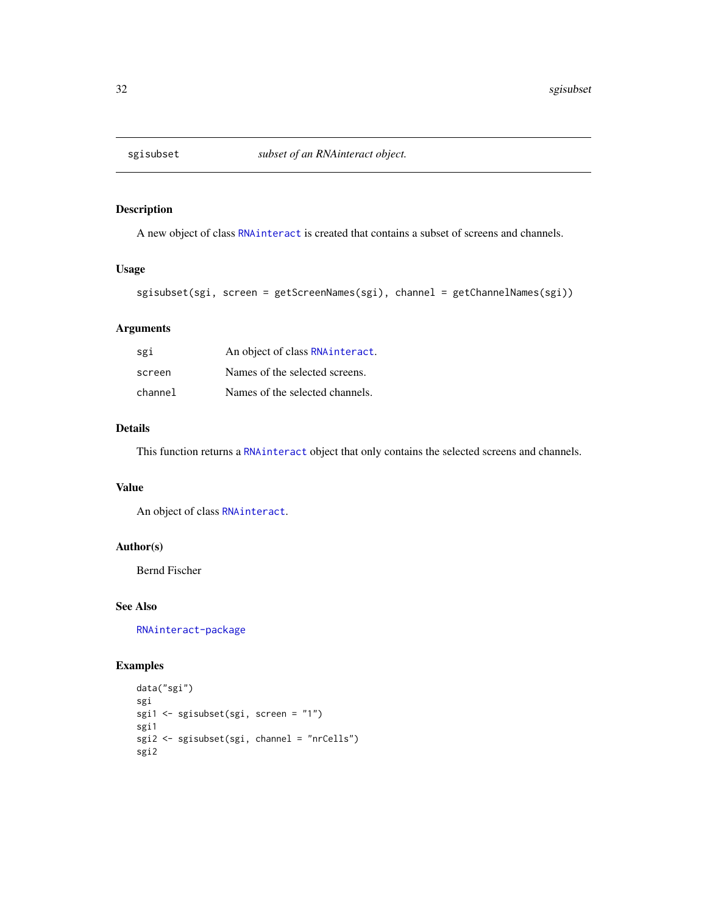# sgisubset — *subset of an RNAinteract object.*

## Description

A new object of class RNAinteract is created that contains a subset of screens and channels.

## Usage

```
sgisubset(sgi, screen = getScreenNames(sgi), channel = getChannelNames(sgi))
```

## Arguments

| | |
|---|---|
| sgi | An object of class RNAinteract. |
| screen | Names of the selected screens. |
| channel | Names of the selected channels. |

## Details

This function returns a RNAinteract object that only contains the selected screens and channels.

## Value

An object of class RNAinteract.

## Author(s)

Bernd Fischer

## See Also

RNAinteract-package

## Examples

```
data("sgi")
sgi
sgi1 <- sgisubset(sgi, screen = "1")
sgi1
sgi2 <- sgisubset(sgi, channel = "nrCells")
sgi2
```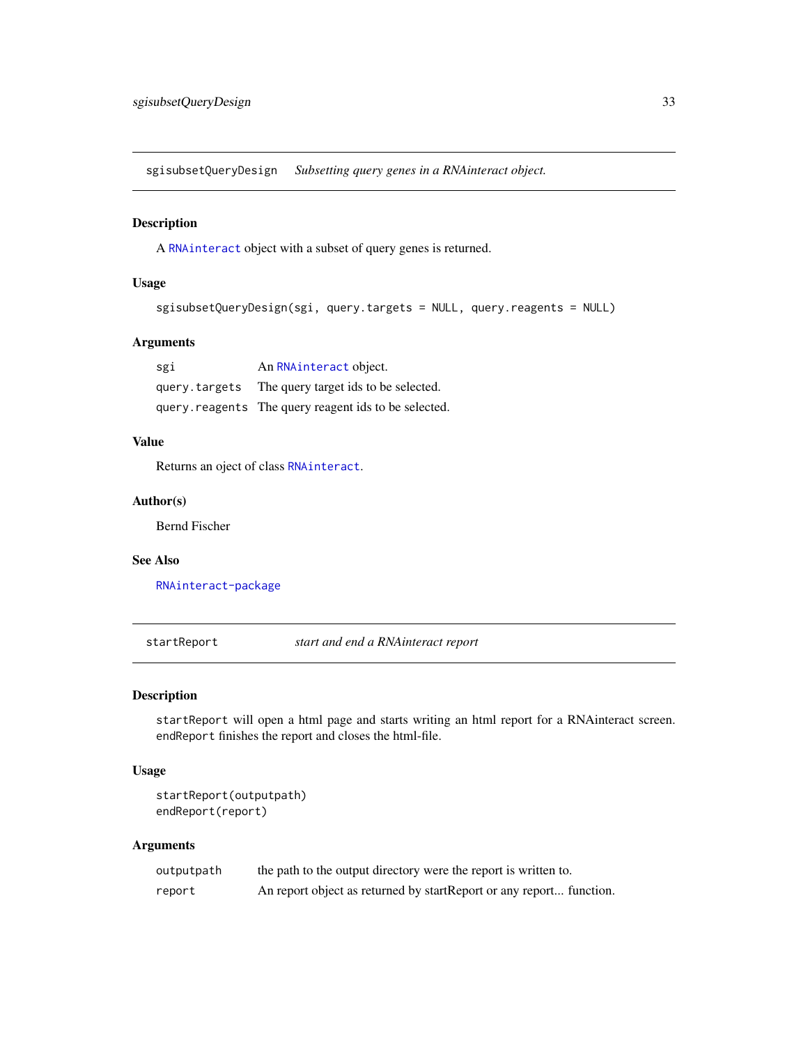## sgisubsetQueryDesign — *Subsetting query genes in a RNAinteract object.*

### Description

A RNAinteract object with a subset of query genes is returned.

### Usage

```
sgisubsetQueryDesign(sgi, query.targets = NULL, query.reagents = NULL)
```

### Arguments

| | |
|---|---|
| sgi | An RNAinteract object. |
| query.targets | The query target ids to be selected. |
| query.reagents | The query reagent ids to be selected. |

### Value

Returns an oject of class RNAinteract.

### Author(s)

Bernd Fischer

### See Also

RNAinteract-package

## startReport — *start and end a RNAinteract report*

### Description

startReport will open a html page and starts writing an html report for a RNAinteract screen. endReport finishes the report and closes the html-file.

### Usage

```
startReport(outputpath)
endReport(report)
```

### Arguments

| | |
|---|---|
| outputpath | the path to the output directory were the report is written to. |
| report | An report object as returned by startReport or any report... function. |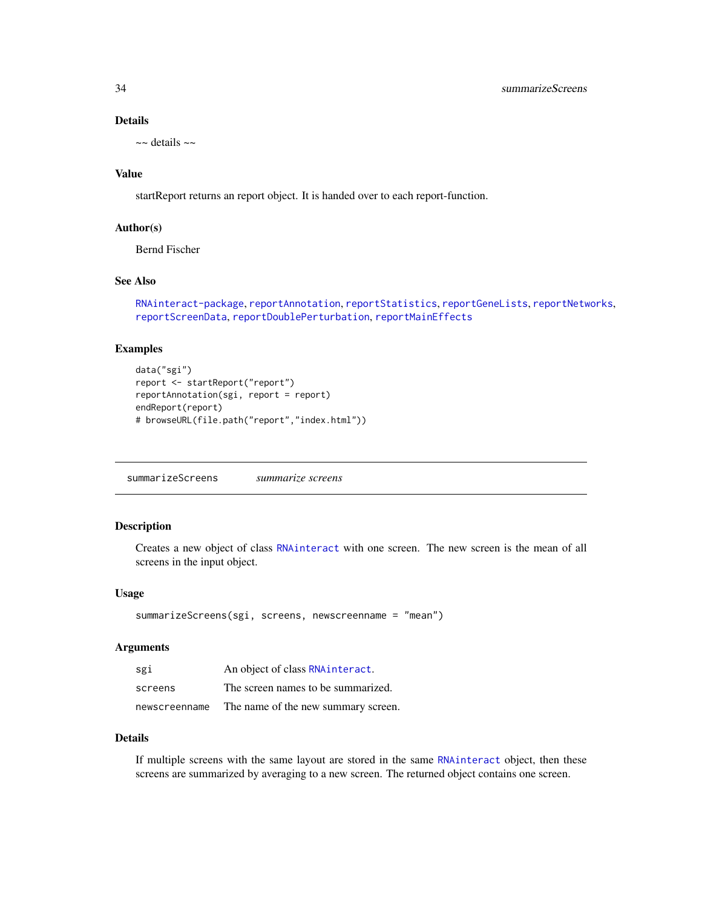### Details

~~ details ~~

### Value

startReport returns an report object. It is handed over to each report-function.

### Author(s)

Bernd Fischer

### See Also

RNAinteract-package, reportAnnotation, reportStatistics, reportGeneLists, reportNetworks, reportScreenData, reportDoublePerturbation, reportMainEffects

### Examples

```
data("sgi")
report <- startReport("report")
reportAnnotation(sgi, report = report)
endReport(report)
# browseURL(file.path("report","index.html"))
```

---

## summarizeScreens *summarize screens*

---

### Description

Creates a new object of class RNAinteract with one screen. The new screen is the mean of all screens in the input object.

### Usage

```
summarizeScreens(sgi, screens, newscreenname = "mean")
```

### Arguments

| | |
|---|---|
| sgi | An object of class RNAinteract. |
| screens | The screen names to be summarized. |
| newscreenname | The name of the new summary screen. |

### Details

If multiple screens with the same layout are stored in the same RNAinteract object, then these screens are summarized by averaging to a new screen. The returned object contains one screen.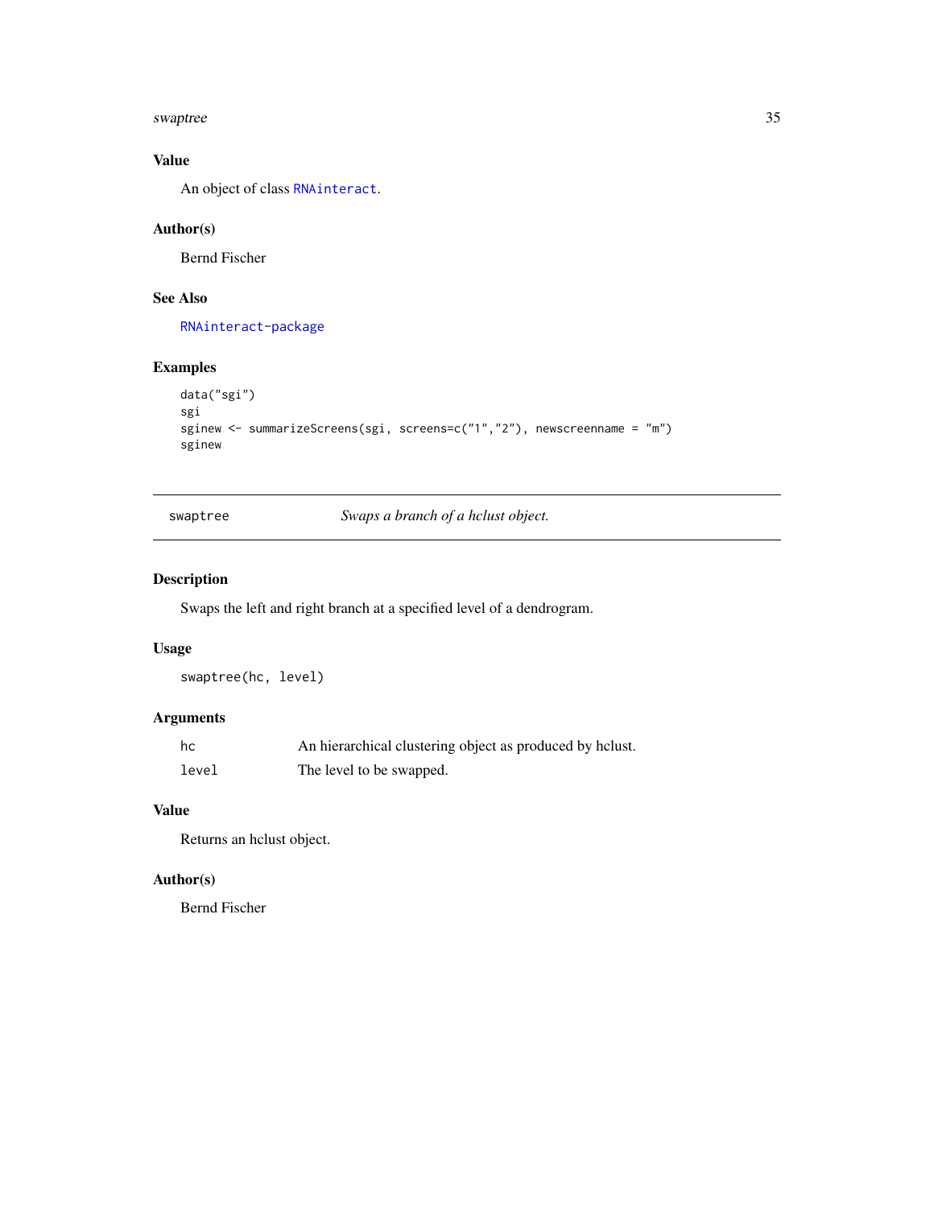## Value

An object of class RNAinteract.

## Author(s)

Bernd Fischer

## See Also

RNAinteract-package

## Examples

```
data("sgi")
sgi
sginew <- summarizeScreens(sgi, screens=c("1","2"), newscreenname = "m")
sginew
```

---

# swaptree — *Swaps a branch of a hclust object.*

## Description

Swaps the left and right branch at a specified level of a dendrogram.

## Usage

```
swaptree(hc, level)
```

## Arguments

| | |
|---|---|
| hc | An hierarchical clustering object as produced by hclust. |
| level | The level to be swapped. |

## Value

Returns an hclust object.

## Author(s)

Bernd Fischer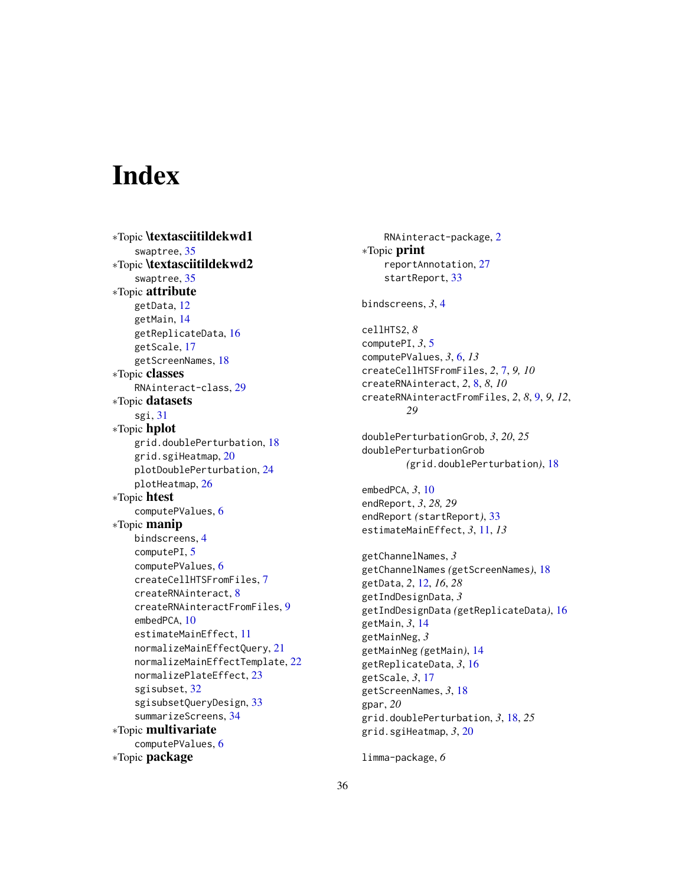# Index

∗Topic **\textasciitildekwd1**
  swaptree, 35
∗Topic **\textasciitildekwd2**
  swaptree, 35
∗Topic **attribute**
  getData, 12
  getMain, 14
  getReplicateData, 16
  getScale, 17
  getScreenNames, 18
∗Topic **classes**
  RNAinteract-class, 29
∗Topic **datasets**
  sgi, 31
∗Topic **hplot**
  grid.doublePerturbation, 18
  grid.sgiHeatmap, 20
  plotDoublePerturbation, 24
  plotHeatmap, 26
∗Topic **htest**
  computePValues, 6
∗Topic **manip**
  bindscreens, 4
  computePI, 5
  computePValues, 6
  createCellHTSFromFiles, 7
  createRNAinteract, 8
  createRNAinteractFromFiles, 9
  embedPCA, 10
  estimateMainEffect, 11
  normalizeMainEffectQuery, 21
  normalizeMainEffectTemplate, 22
  normalizePlateEffect, 23
  sgisubset, 32
  sgisubsetQueryDesign, 33
  summarizeScreens, 34
∗Topic **multivariate**
  computePValues, 6
∗Topic **package**
  RNAinteract-package, 2
∗Topic **print**
  reportAnnotation, 27
  startReport, 33

bindscreens, *3*, 4

cellHTS2, *8*
computePI, *3*, 5
computePValues, *3*, 6, *13*
createCellHTSFromFiles, *2*, 7, *9, 10*
createRNAinteract, *2*, 8, *8, 10*
createRNAinteractFromFiles, *2*, *8*, 9, *9*, *12*, *29*

doublePerturbationGrob, *3*, *20*, *25*
doublePerturbationGrob *(grid.doublePerturbation)*, 18

embedPCA, *3*, 10
endReport, *3*, *28, 29*
endReport *(startReport)*, 33
estimateMainEffect, *3*, 11, *13*

getChannelNames, *3*
getChannelNames *(getScreenNames)*, 18
getData, *2*, 12, *16*, *28*
getIndDesignData, *3*
getIndDesignData *(getReplicateData)*, 16
getMain, *3*, 14
getMainNeg, *3*
getMainNeg *(getMain)*, 14
getReplicateData, *3*, 16
getScale, *3*, 17
getScreenNames, *3*, 18
gpar, *20*
grid.doublePerturbation, *3*, 18, *25*
grid.sgiHeatmap, *3*, 20

limma-package, *6*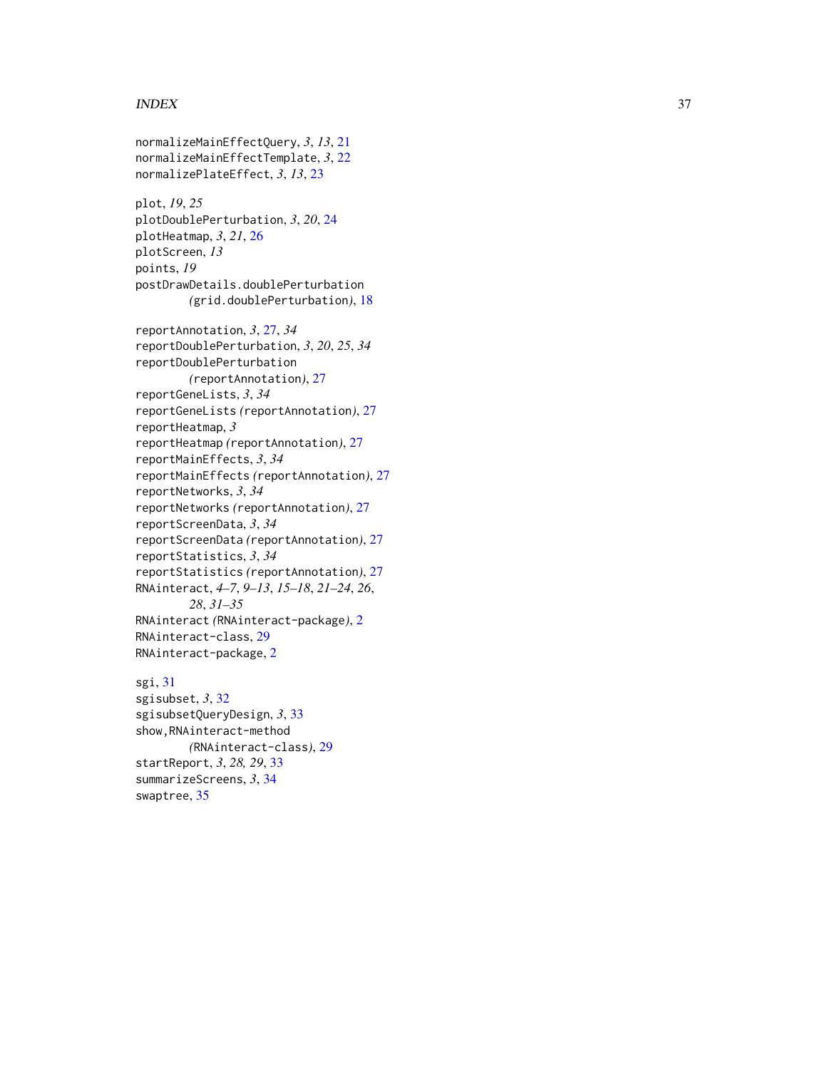normalizeMainEffectQuery, *3*, *13*, 21
normalizeMainEffectTemplate, *3*, 22
normalizePlateEffect, *3*, *13*, 23

plot, *19*, *25*
plotDoublePerturbation, *3*, *20*, 24
plotHeatmap, *3*, *21*, 26
plotScreen, *13*
points, *19*
postDrawDetails.doublePerturbation
    *(*grid.doublePerturbation*)*, 18

reportAnnotation, *3*, 27, *34*
reportDoublePerturbation, *3*, *20*, *25*, *34*
reportDoublePerturbation
    *(*reportAnnotation*)*, 27
reportGeneLists, *3*, *34*
reportGeneLists *(*reportAnnotation*)*, 27
reportHeatmap, *3*
reportHeatmap *(*reportAnnotation*)*, 27
reportMainEffects, *3*, *34*
reportMainEffects *(*reportAnnotation*)*, 27
reportNetworks, *3*, *34*
reportNetworks *(*reportAnnotation*)*, 27
reportScreenData, *3*, *34*
reportScreenData *(*reportAnnotation*)*, 27
reportStatistics, *3*, *34*
reportStatistics *(*reportAnnotation*)*, 27
RNAinteract, *4–7*, *9–13*, *15–18*, *21–24*, *26*,
    *28*, *31–35*
RNAinteract *(*RNAinteract-package*)*, 2
RNAinteract-class, 29
RNAinteract-package, 2

sgi, 31
sgisubset, *3*, 32
sgisubsetQueryDesign, *3*, 33
show,RNAinteract-method
    *(*RNAinteract-class*)*, 29
startReport, *3*, *28, 29*, 33
summarizeScreens, *3*, 34
swaptree, 35